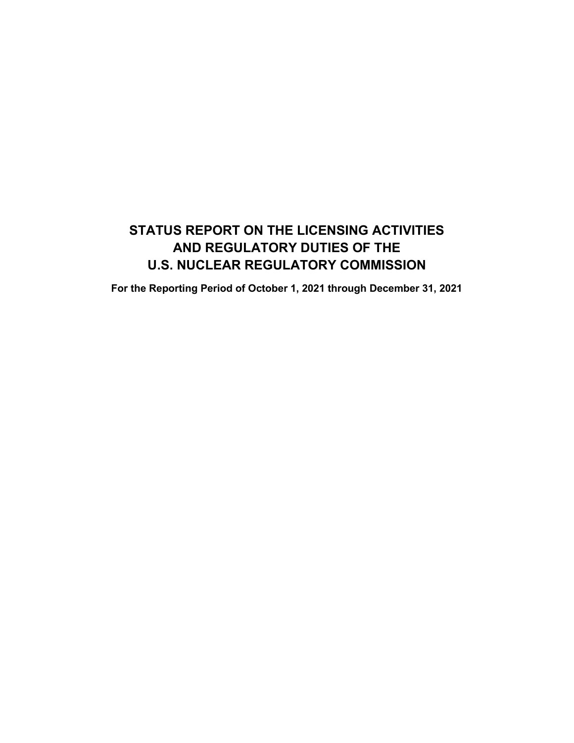# STATUS REPORT ON THE LICENSING ACTIVITIES AND REGULATORY DUTIES OF THE U.S. NUCLEAR REGULATORY COMMISSION

**For the Reporting Period of October 1, 2021 through December 31, 2021**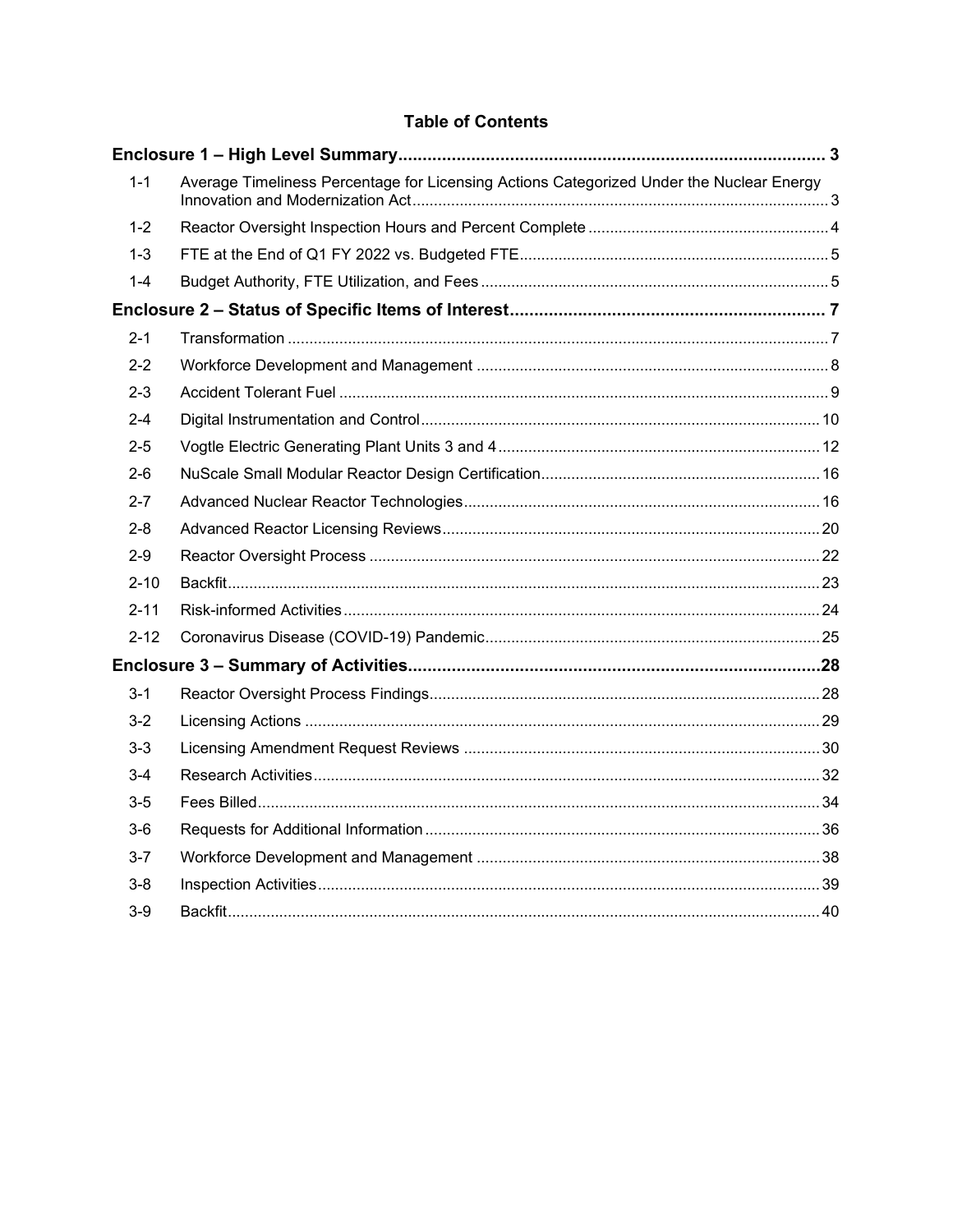# Table of Contents

| | | |
|---|---|---|
| **Enclosure 1 – High Level Summary** | | **3** |
| 1-1 | Average Timeliness Percentage for Licensing Actions Categorized Under the Nuclear Energy Innovation and Modernization Act | 3 |
| 1-2 | Reactor Oversight Inspection Hours and Percent Complete | 4 |
| 1-3 | FTE at the End of Q1 FY 2022 vs. Budgeted FTE | 5 |
| 1-4 | Budget Authority, FTE Utilization, and Fees | 5 |
| **Enclosure 2 – Status of Specific Items of Interest** | | **7** |
| 2-1 | Transformation | 7 |
| 2-2 | Workforce Development and Management | 8 |
| 2-3 | Accident Tolerant Fuel | 9 |
| 2-4 | Digital Instrumentation and Control | 10 |
| 2-5 | Vogtle Electric Generating Plant Units 3 and 4 | 12 |
| 2-6 | NuScale Small Modular Reactor Design Certification | 16 |
| 2-7 | Advanced Nuclear Reactor Technologies | 16 |
| 2-8 | Advanced Reactor Licensing Reviews | 20 |
| 2-9 | Reactor Oversight Process | 22 |
| 2-10 | Backfit | 23 |
| 2-11 | Risk-informed Activities | 24 |
| 2-12 | Coronavirus Disease (COVID-19) Pandemic | 25 |
| **Enclosure 3 – Summary of Activities** | | **28** |
| 3-1 | Reactor Oversight Process Findings | 28 |
| 3-2 | Licensing Actions | 29 |
| 3-3 | Licensing Amendment Request Reviews | 30 |
| 3-4 | Research Activities | 32 |
| 3-5 | Fees Billed | 34 |
| 3-6 | Requests for Additional Information | 36 |
| 3-7 | Workforce Development and Management | 38 |
| 3-8 | Inspection Activities | 39 |
| 3-9 | Backfit | 40 |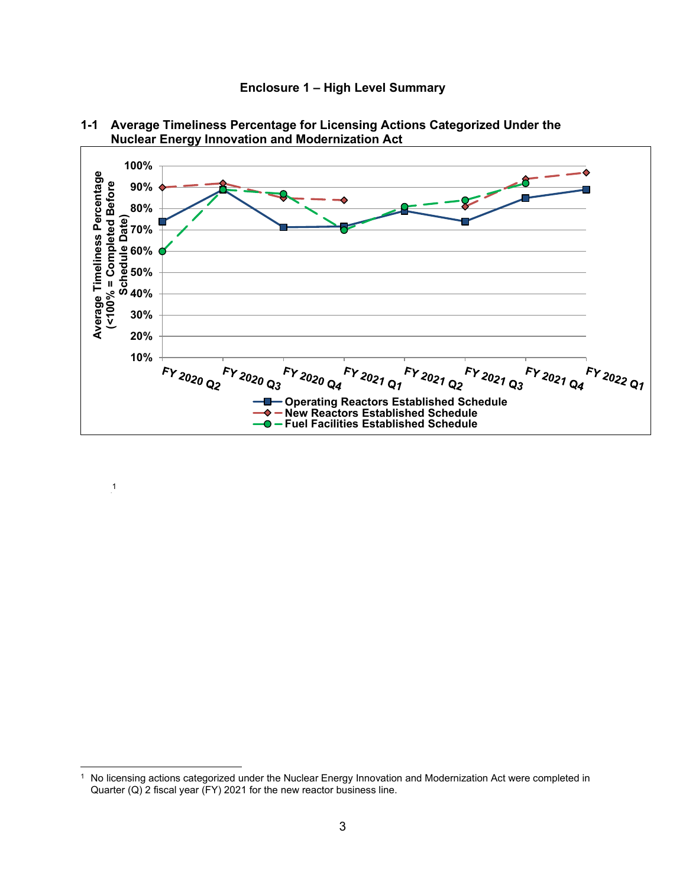# Enclosure 1 – High Level Summary

## 1-1 Average Timeliness Percentage for Licensing Actions Categorized Under the Nuclear Energy Innovation and Modernization Act

Average Timeliness Percentage (<100% = Complete Before Schedule Date)

100%
90%
80%
70%
60%
50%
40%
30%
20%
10%

FY 2020 Q2 | FY 2020 Q3 | FY 2020 Q4 | FY 2021 Q1 | FY 2021 Q2 | FY 2021 Q3 | FY 2021 Q4 | FY 2022 Q1

- Operating Reactors Established Schedule
- New Reactors Established Schedule
- Fuel Facilities Established Schedule

[1]

---

[1] No licensing actions categorized under the Nuclear Energy Innovation and Modernization Act were completed in Quarter (Q) 2 fiscal year (FY) 2021 for the new reactor business line.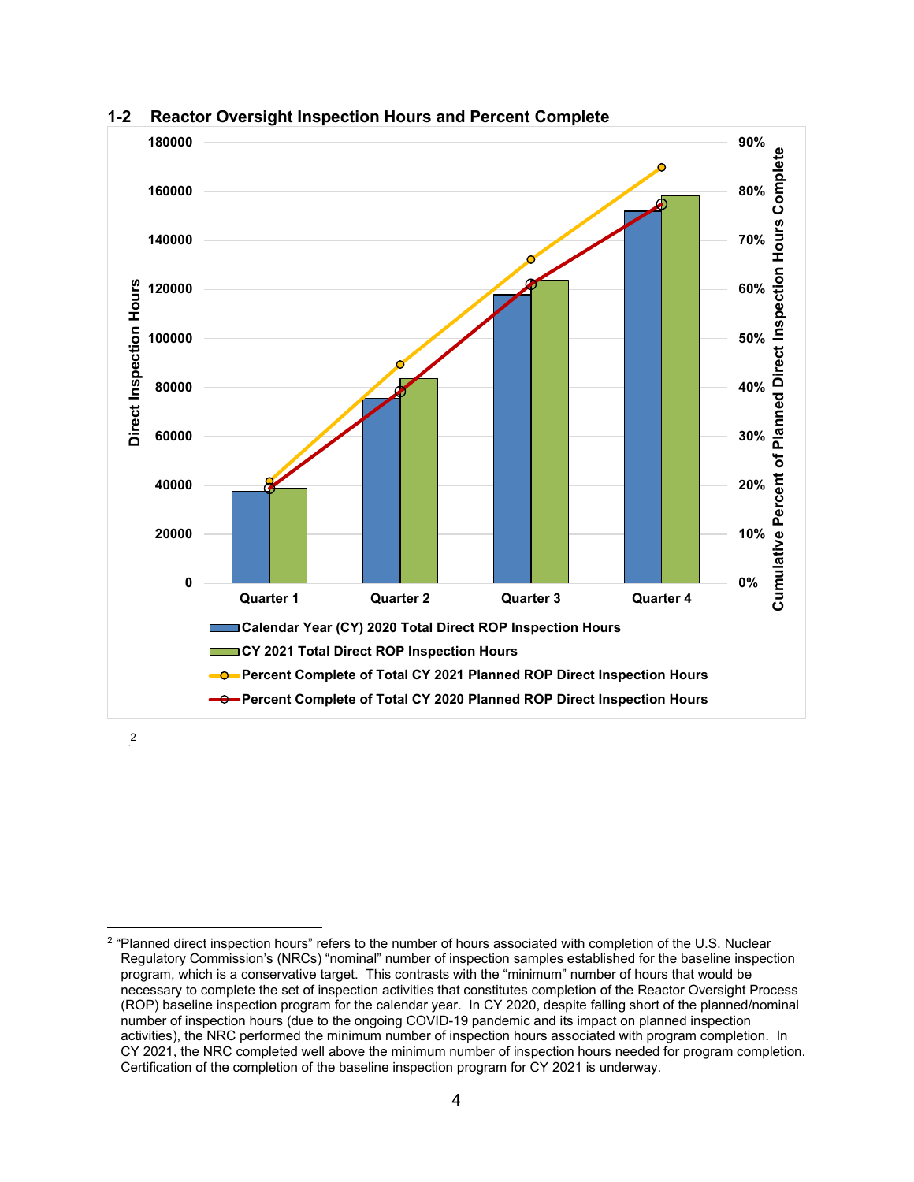## 1-2 Reactor Oversight Inspection Hours and Percent Complete

Direct Inspection Hours (left axis: 0–180000); Cumulative Percent of Planned Direct Inspection Hours Complete (right axis: 0%–90%)

Quarter 1 | Quarter 2 | Quarter 3 | Quarter 4

- Calendar Year (CY) 2020 Total Direct ROP Inspection Hours
- CY 2021 Total Direct ROP Inspection Hours
- Percent Complete of Total CY 2021 Planned ROP Direct Inspection Hours
- Percent Complete of Total CY 2020 Planned ROP Direct Inspection Hours

[2]

---

[2] "Planned direct inspection hours" refers to the number of hours associated with completion of the U.S. Nuclear Regulatory Commission's (NRCs) "nominal" number of inspection samples established for the baseline inspection program, which is a conservative target. This contrasts with the "minimum" number of hours that would be necessary to complete the set of inspection activities that constitutes completion of the Reactor Oversight Process (ROP) baseline inspection program for the calendar year. In CY 2020, despite falling short of the planned/nominal number of inspection hours (due to the ongoing COVID-19 pandemic and its impact on planned inspection activities), the NRC performed the minimum number of inspection hours associated with program completion. In CY 2021, the NRC completed well above the minimum number of inspection hours needed for program completion. Certification of the completion of the baseline inspection program for CY 2021 is underway.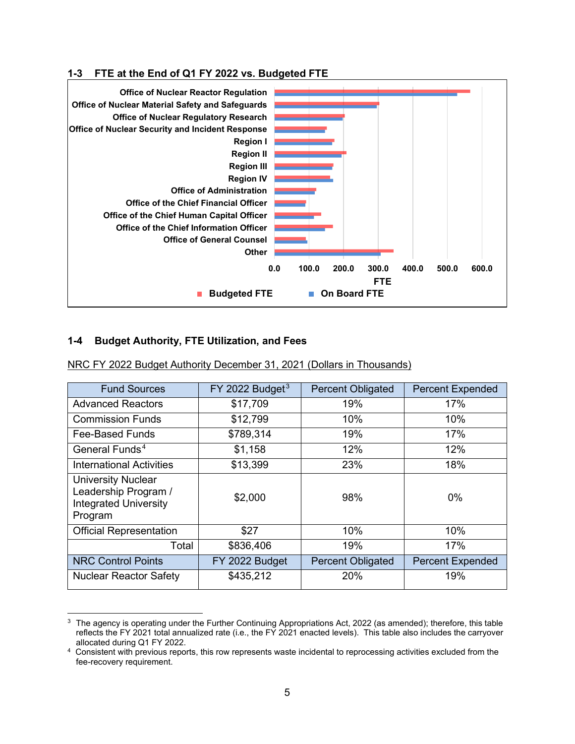### 1-3 FTE at the End of Q1 FY 2022 vs. Budgeted FTE

### 1-4 Budget Authority, FTE Utilization, and Fees

NRC FY 2022 Budget Authority December 31, 2021 (Dollars in Thousands)

| Fund Sources | FY 2022 Budget[3] | Percent Obligated | Percent Expended |
|---|---|---|---|
| Advanced Reactors | $17,709 | 19% | 17% |
| Commission Funds | $12,799 | 10% | 10% |
| Fee-Based Funds | $789,314 | 19% | 17% |
| General Funds[4] | $1,158 | 12% | 12% |
| International Activities | $13,399 | 23% | 18% |
| University Nuclear Leadership Program / Integrated University Program | $2,000 | 98% | 0% |
| Official Representation | $27 | 10% | 10% |
| Total | $836,406 | 19% | 17% |
| **NRC Control Points** | **FY 2022 Budget** | **Percent Obligated** | **Percent Expended** |
| Nuclear Reactor Safety | $435,212 | 20% | 19% |

[3] The agency is operating under the Further Continuing Appropriations Act, 2022 (as amended); therefore, this table reflects the FY 2021 total annualized rate (i.e., the FY 2021 enacted levels). This table also includes the carryover allocated during Q1 FY 2022.

[4] Consistent with previous reports, this row represents waste incidental to reprocessing activities excluded from the fee-recovery requirement.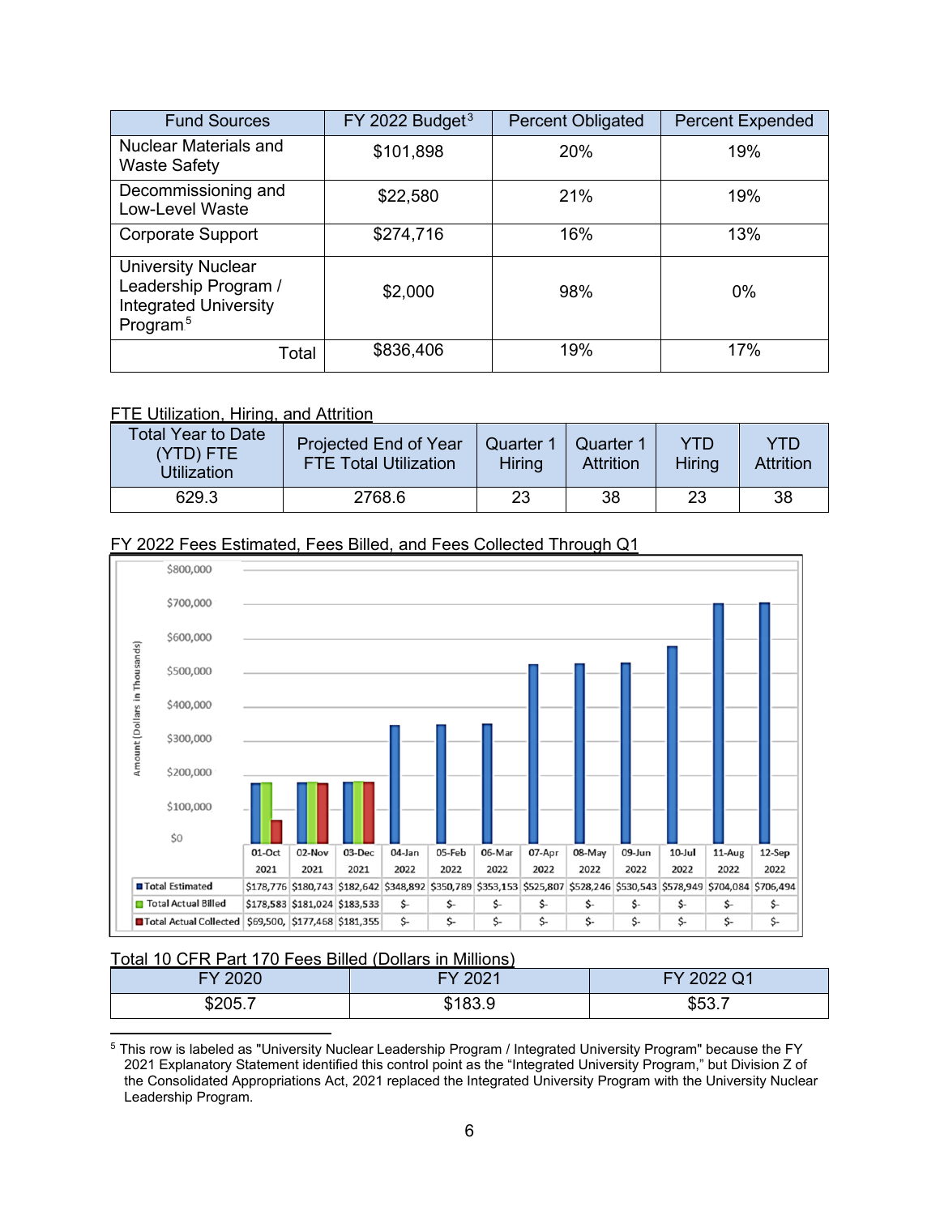| Fund Sources | FY 2022 Budget[3] | Percent Obligated | Percent Expended |
|---|---|---|---|
| Nuclear Materials and Waste Safety | $101,898 | 20% | 19% |
| Decommissioning and Low-Level Waste | $22,580 | 21% | 19% |
| Corporate Support | $274,716 | 16% | 13% |
| University Nuclear Leadership Program / Integrated University Program[5] | $2,000 | 98% | 0% |
| Total | $836,406 | 19% | 17% |

FTE Utilization, Hiring, and Attrition

| Total Year to Date (YTD) FTE Utilization | Projected End of Year FTE Total Utilization | Quarter 1 Hiring | Quarter 1 Attrition | YTD Hiring | YTD Attrition |
|---|---|---|---|---|---|
| 629.3 | 2768.6 | 23 | 38 | 23 | 38 |

FY 2022 Fees Estimated, Fees Billed, and Fees Collected Through Q1

Amount (Dollars in Thousands)

| | 01-Oct 2021 | 02-Nov 2021 | 03-Dec 2021 | 04-Jan 2022 | 05-Feb 2022 | 06-Mar 2022 | 07-Apr 2022 | 08-May 2022 | 09-Jun 2022 | 10-Jul 2022 | 11-Aug 2022 | 12-Sep 2022 |
|---|---|---|---|---|---|---|---|---|---|---|---|---|
| Total Estimated | $178,776 | $180,743 | $182,642 | $348,892 | $350,789 | $353,153 | $525,807 | $528,246 | $530,543 | $578,949 | $704,084 | $706,494 |
| Total Actual Billed | $178,583 | $181,024 | $183,533 | $- | $- | $- | $- | $- | $- | $- | $- | $- |
| Total Actual Collected | $69,500, | $177,468 | $181,355 | $- | $- | $- | $- | $- | $- | $- | $- | $- |

Total 10 CFR Part 170 Fees Billed (Dollars in Millions)

| FY 2020 | FY 2021 | FY 2022 Q1 |
|---|---|---|
| $205.7 | $183.9 | $53.7 |

[5] This row is labeled as "University Nuclear Leadership Program / Integrated University Program" because the FY 2021 Explanatory Statement identified this control point as the "Integrated University Program," but Division Z of the Consolidated Appropriations Act, 2021 replaced the Integrated University Program with the University Nuclear Leadership Program.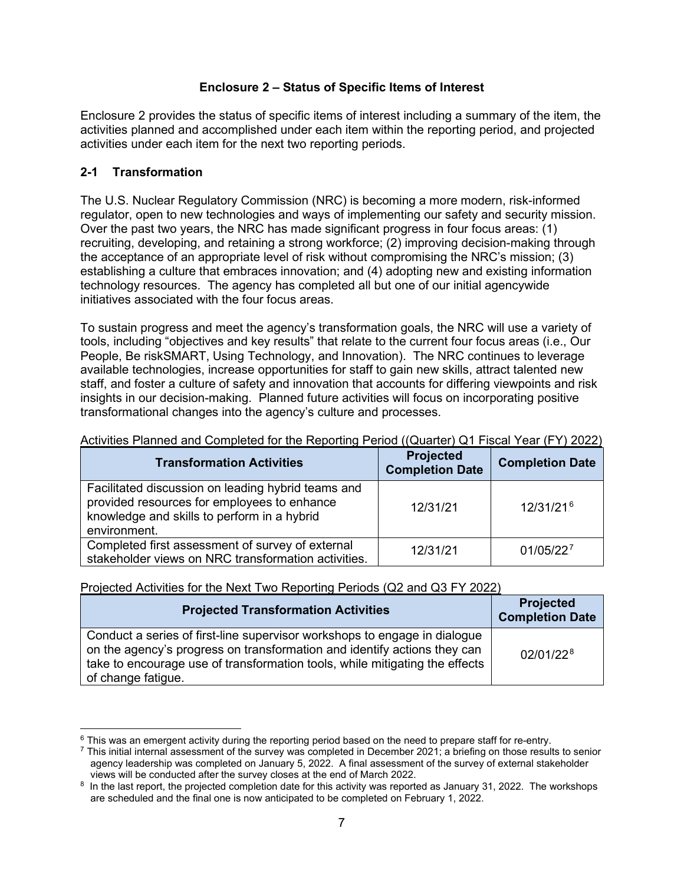## Enclosure 2 – Status of Specific Items of Interest

Enclosure 2 provides the status of specific items of interest including a summary of the item, the activities planned and accomplished under each item within the reporting period, and projected activities under each item for the next two reporting periods.

### 2-1 Transformation

The U.S. Nuclear Regulatory Commission (NRC) is becoming a more modern, risk-informed regulator, open to new technologies and ways of implementing our safety and security mission. Over the past two years, the NRC has made significant progress in four focus areas: (1) recruiting, developing, and retaining a strong workforce; (2) improving decision-making through the acceptance of an appropriate level of risk without compromising the NRC's mission; (3) establishing a culture that embraces innovation; and (4) adopting new and existing information technology resources. The agency has completed all but one of our initial agencywide initiatives associated with the four focus areas.

To sustain progress and meet the agency's transformation goals, the NRC will use a variety of tools, including "objectives and key results" that relate to the current four focus areas (i.e., Our People, Be riskSMART, Using Technology, and Innovation). The NRC continues to leverage available technologies, increase opportunities for staff to gain new skills, attract talented new staff, and foster a culture of safety and innovation that accounts for differing viewpoints and risk insights in our decision-making. Planned future activities will focus on incorporating positive transformational changes into the agency's culture and processes.

Activities Planned and Completed for the Reporting Period ((Quarter) Q1 Fiscal Year (FY) 2022)

| Transformation Activities | Projected Completion Date | Completion Date |
| --- | --- | --- |
| Facilitated discussion on leading hybrid teams and provided resources for employees to enhance knowledge and skills to perform in a hybrid environment. | 12/31/21 | 12/31/21[6] |
| Completed first assessment of survey of external stakeholder views on NRC transformation activities. | 12/31/21 | 01/05/22[7] |

Projected Activities for the Next Two Reporting Periods (Q2 and Q3 FY 2022)

| Projected Transformation Activities | Projected Completion Date |
| --- | --- |
| Conduct a series of first-line supervisor workshops to engage in dialogue on the agency's progress on transformation and identify actions they can take to encourage use of transformation tools, while mitigating the effects of change fatigue. | 02/01/22[8] |

---

[6] This was an emergent activity during the reporting period based on the need to prepare staff for re-entry.

[7] This initial internal assessment of the survey was completed in December 2021; a briefing on those results to senior agency leadership was completed on January 5, 2022. A final assessment of the survey of external stakeholder views will be conducted after the survey closes at the end of March 2022.

[8] In the last report, the projected completion date for this activity was reported as January 31, 2022. The workshops are scheduled and the final one is now anticipated to be completed on February 1, 2022.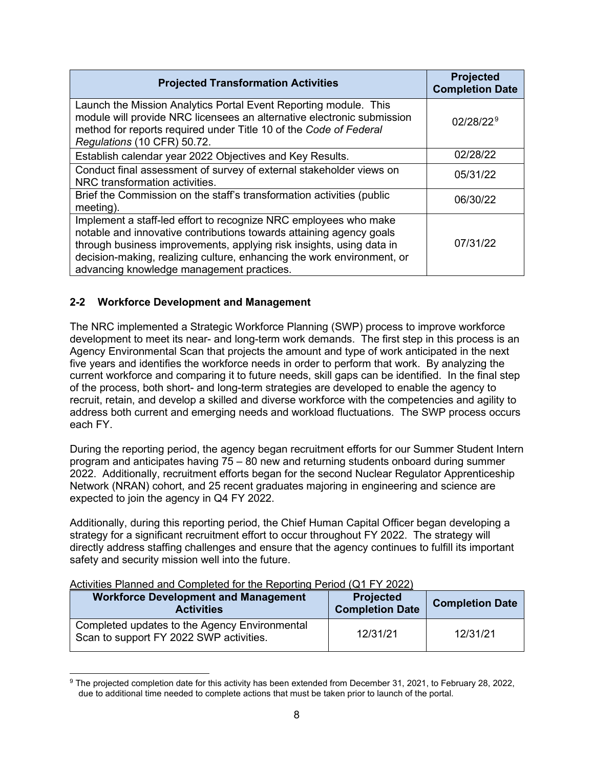| Projected Transformation Activities | Projected Completion Date |
|---|---|
| Launch the Mission Analytics Portal Event Reporting module. This module will provide NRC licensees an alternative electronic submission method for reports required under Title 10 of the *Code of Federal Regulations* (10 CFR) 50.72. | 02/28/22[9] |
| Establish calendar year 2022 Objectives and Key Results. | 02/28/22 |
| Conduct final assessment of survey of external stakeholder views on NRC transformation activities. | 05/31/22 |
| Brief the Commission on the staff's transformation activities (public meeting). | 06/30/22 |
| Implement a staff-led effort to recognize NRC employees who make notable and innovative contributions towards attaining agency goals through business improvements, applying risk insights, using data in decision-making, realizing culture, enhancing the work environment, or advancing knowledge management practices. | 07/31/22 |

### 2-2 Workforce Development and Management

The NRC implemented a Strategic Workforce Planning (SWP) process to improve workforce development to meet its near- and long-term work demands. The first step in this process is an Agency Environmental Scan that projects the amount and type of work anticipated in the next five years and identifies the workforce needs in order to perform that work. By analyzing the current workforce and comparing it to future needs, skill gaps can be identified. In the final step of the process, both short- and long-term strategies are developed to enable the agency to recruit, retain, and develop a skilled and diverse workforce with the competencies and agility to address both current and emerging needs and workload fluctuations. The SWP process occurs each FY.

During the reporting period, the agency began recruitment efforts for our Summer Student Intern program and anticipates having 75 – 80 new and returning students onboard during summer 2022. Additionally, recruitment efforts began for the second Nuclear Regulator Apprenticeship Network (NRAN) cohort, and 25 recent graduates majoring in engineering and science are expected to join the agency in Q4 FY 2022.

Additionally, during this reporting period, the Chief Human Capital Officer began developing a strategy for a significant recruitment effort to occur throughout FY 2022. The strategy will directly address staffing challenges and ensure that the agency continues to fulfill its important safety and security mission well into the future.

Activities Planned and Completed for the Reporting Period (Q1 FY 2022)

| Workforce Development and Management Activities | Projected Completion Date | Completion Date |
|---|---|---|
| Completed updates to the Agency Environmental Scan to support FY 2022 SWP activities. | 12/31/21 | 12/31/21 |

[9] The projected completion date for this activity has been extended from December 31, 2021, to February 28, 2022, due to additional time needed to complete actions that must be taken prior to launch of the portal.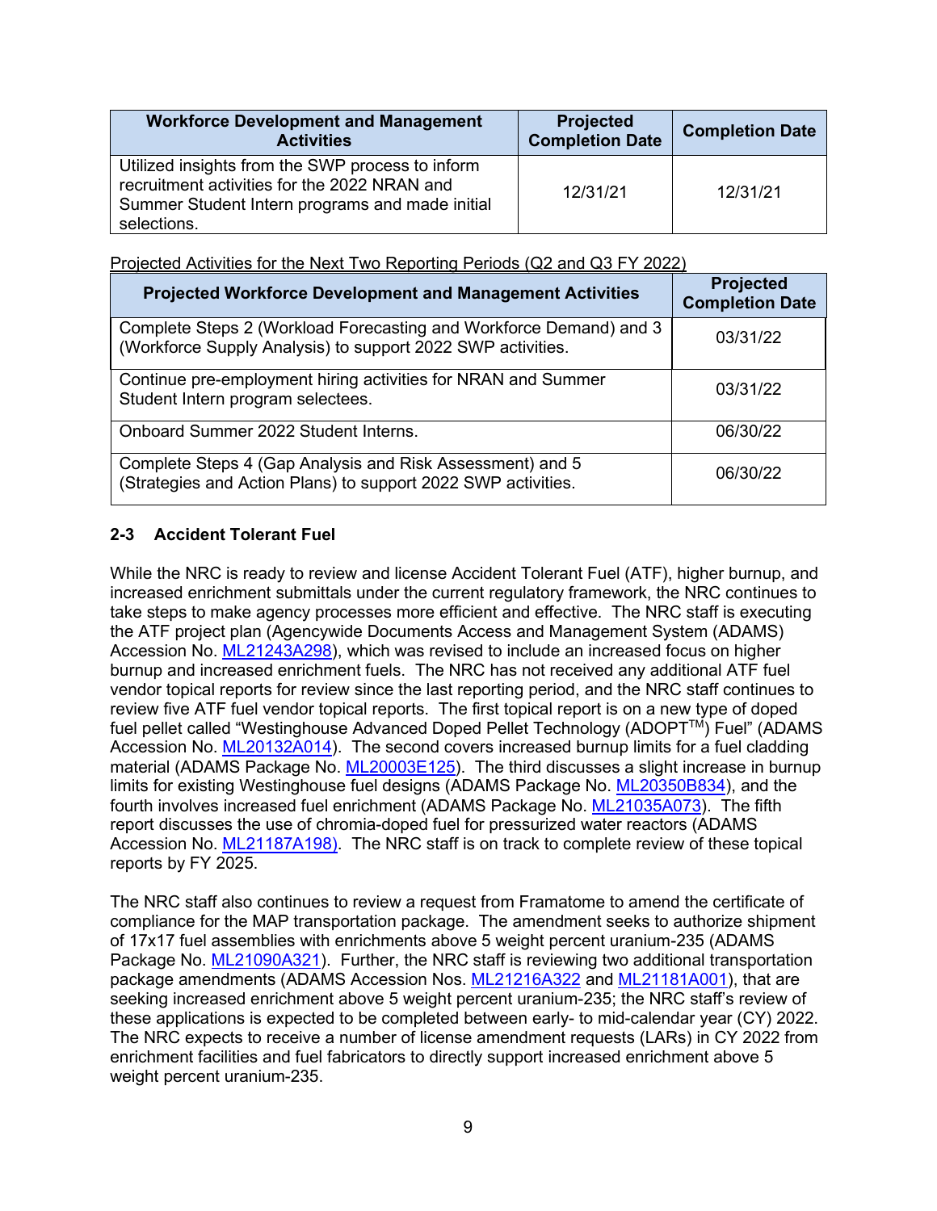| Workforce Development and Management Activities | Projected Completion Date | Completion Date |
|---|---|---|
| Utilized insights from the SWP process to inform recruitment activities for the 2022 NRAN and Summer Student Intern programs and made initial selections. | 12/31/21 | 12/31/21 |

Projected Activities for the Next Two Reporting Periods (Q2 and Q3 FY 2022)

| Projected Workforce Development and Management Activities | Projected Completion Date |
|---|---|
| Complete Steps 2 (Workload Forecasting and Workforce Demand) and 3 (Workforce Supply Analysis) to support 2022 SWP activities. | 03/31/22 |
| Continue pre-employment hiring activities for NRAN and Summer Student Intern program selectees. | 03/31/22 |
| Onboard Summer 2022 Student Interns. | 06/30/22 |
| Complete Steps 4 (Gap Analysis and Risk Assessment) and 5 (Strategies and Action Plans) to support 2022 SWP activities. | 06/30/22 |

## 2-3 Accident Tolerant Fuel

While the NRC is ready to review and license Accident Tolerant Fuel (ATF), higher burnup, and increased enrichment submittals under the current regulatory framework, the NRC continues to take steps to make agency processes more efficient and effective. The NRC staff is executing the ATF project plan (Agencywide Documents Access and Management System (ADAMS) Accession No. ML21243A298), which was revised to include an increased focus on higher burnup and increased enrichment fuels. The NRC has not received any additional ATF fuel vendor topical reports for review since the last reporting period, and the NRC staff continues to review five ATF fuel vendor topical reports. The first topical report is on a new type of doped fuel pellet called "Westinghouse Advanced Doped Pellet Technology (ADOPT™) Fuel" (ADAMS Accession No. ML20132A014). The second covers increased burnup limits for a fuel cladding material (ADAMS Package No. ML20003E125). The third discusses a slight increase in burnup limits for existing Westinghouse fuel designs (ADAMS Package No. ML20350B834), and the fourth involves increased fuel enrichment (ADAMS Package No. ML21035A073). The fifth report discusses the use of chromia-doped fuel for pressurized water reactors (ADAMS Accession No. ML21187A198). The NRC staff is on track to complete review of these topical reports by FY 2025.

The NRC staff also continues to review a request from Framatome to amend the certificate of compliance for the MAP transportation package. The amendment seeks to authorize shipment of 17x17 fuel assemblies with enrichments above 5 weight percent uranium-235 (ADAMS Package No. ML21090A321). Further, the NRC staff is reviewing two additional transportation package amendments (ADAMS Accession Nos. ML21216A322 and ML21181A001), that are seeking increased enrichment above 5 weight percent uranium-235; the NRC staff's review of these applications is expected to be completed between early- to mid-calendar year (CY) 2022. The NRC expects to receive a number of license amendment requests (LARs) in CY 2022 from enrichment facilities and fuel fabricators to directly support increased enrichment above 5 weight percent uranium-235.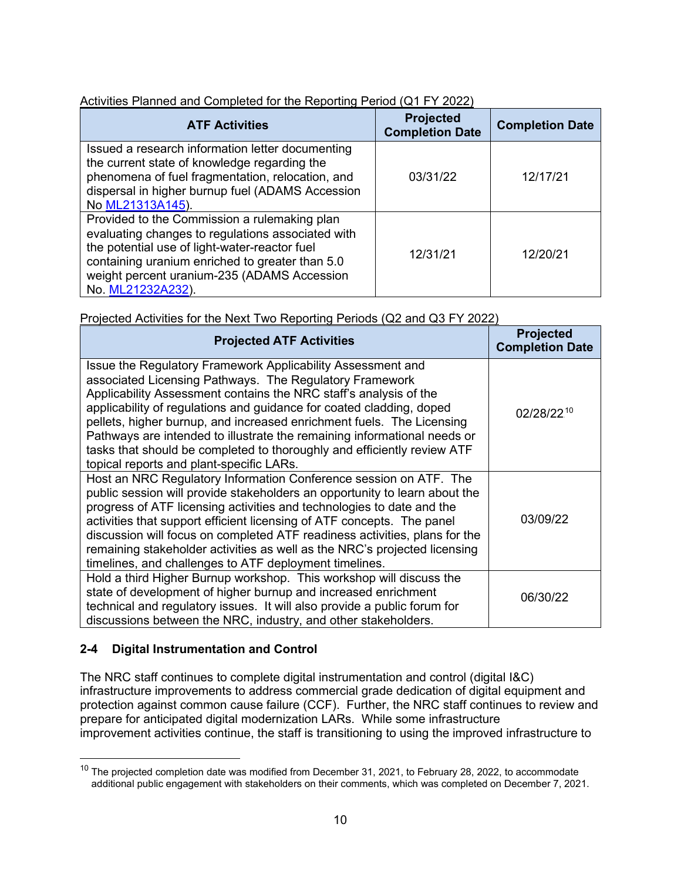Activities Planned and Completed for the Reporting Period (Q1 FY 2022)

| ATF Activities | Projected Completion Date | Completion Date |
|---|---|---|
| Issued a research information letter documenting the current state of knowledge regarding the phenomena of fuel fragmentation, relocation, and dispersal in higher burnup fuel (ADAMS Accession No ML21313A145). | 03/31/22 | 12/17/21 |
| Provided to the Commission a rulemaking plan evaluating changes to regulations associated with the potential use of light-water-reactor fuel containing uranium enriched to greater than 5.0 weight percent uranium-235 (ADAMS Accession No. ML21232A232). | 12/31/21 | 12/20/21 |

Projected Activities for the Next Two Reporting Periods (Q2 and Q3 FY 2022)

| Projected ATF Activities | Projected Completion Date |
|---|---|
| Issue the Regulatory Framework Applicability Assessment and associated Licensing Pathways. The Regulatory Framework Applicability Assessment contains the NRC staff's analysis of the applicability of regulations and guidance for coated cladding, doped pellets, higher burnup, and increased enrichment fuels. The Licensing Pathways are intended to illustrate the remaining informational needs or tasks that should be completed to thoroughly and efficiently review ATF topical reports and plant-specific LARs. | 02/28/22[10] |
| Host an NRC Regulatory Information Conference session on ATF. The public session will provide stakeholders an opportunity to learn about the progress of ATF licensing activities and technologies to date and the activities that support efficient licensing of ATF concepts. The panel discussion will focus on completed ATF readiness activities, plans for the remaining stakeholder activities as well as the NRC's projected licensing timelines, and challenges to ATF deployment timelines. | 03/09/22 |
| Hold a third Higher Burnup workshop. This workshop will discuss the state of development of higher burnup and increased enrichment technical and regulatory issues. It will also provide a public forum for discussions between the NRC, industry, and other stakeholders. | 06/30/22 |

### 2-4 Digital Instrumentation and Control

The NRC staff continues to complete digital instrumentation and control (digital I&C) infrastructure improvements to address commercial grade dedication of digital equipment and protection against common cause failure (CCF). Further, the NRC staff continues to review and prepare for anticipated digital modernization LARs. While some infrastructure improvement activities continue, the staff is transitioning to using the improved infrastructure to

[10] The projected completion date was modified from December 31, 2021, to February 28, 2022, to accommodate additional public engagement with stakeholders on their comments, which was completed on December 7, 2021.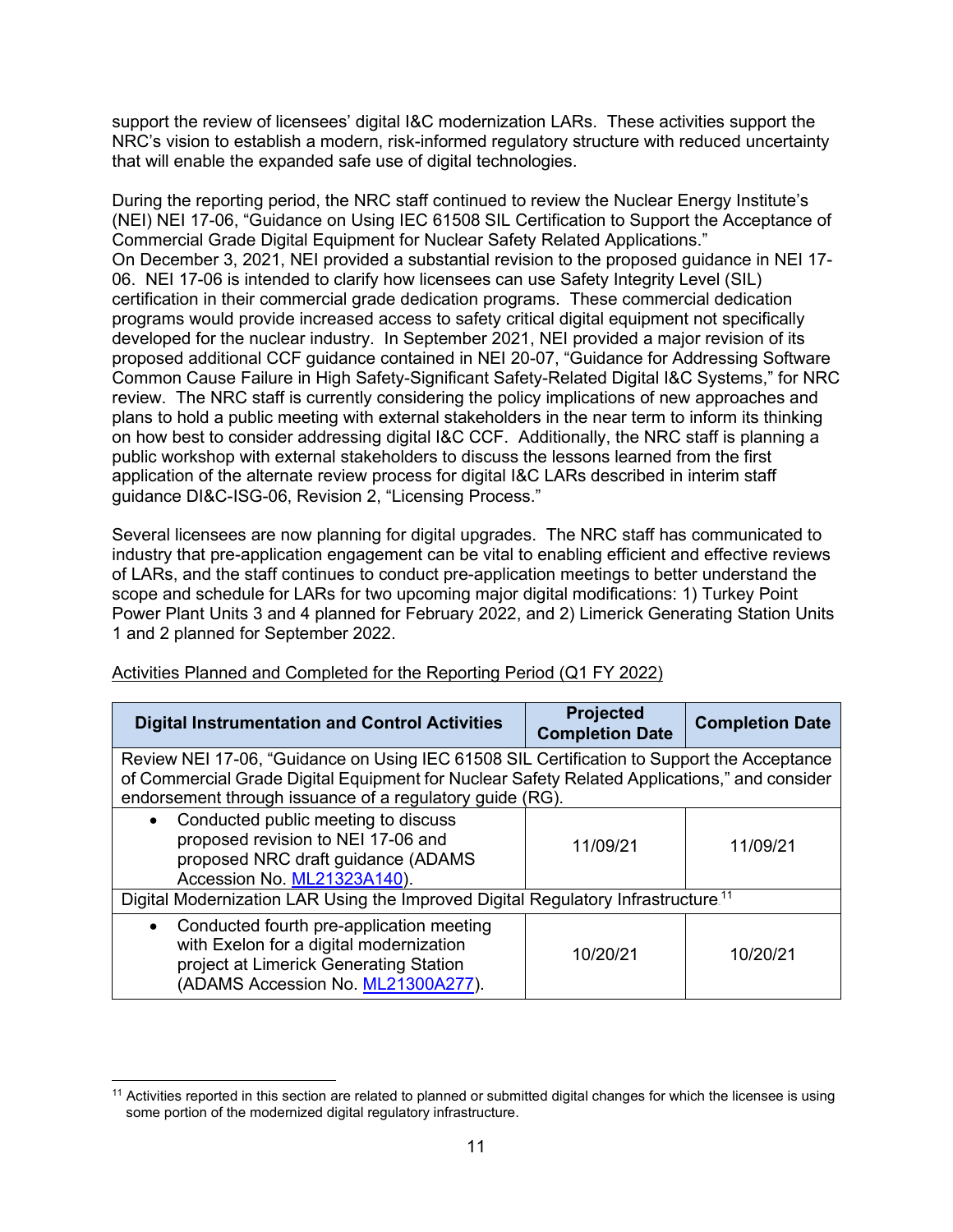support the review of licensees' digital I&C modernization LARs. These activities support the NRC's vision to establish a modern, risk-informed regulatory structure with reduced uncertainty that will enable the expanded safe use of digital technologies.

During the reporting period, the NRC staff continued to review the Nuclear Energy Institute's (NEI) NEI 17-06, "Guidance on Using IEC 61508 SIL Certification to Support the Acceptance of Commercial Grade Digital Equipment for Nuclear Safety Related Applications." On December 3, 2021, NEI provided a substantial revision to the proposed guidance in NEI 17-06. NEI 17-06 is intended to clarify how licensees can use Safety Integrity Level (SIL) certification in their commercial grade dedication programs. These commercial dedication programs would provide increased access to safety critical digital equipment not specifically developed for the nuclear industry. In September 2021, NEI provided a major revision of its proposed additional CCF guidance contained in NEI 20-07, "Guidance for Addressing Software Common Cause Failure in High Safety-Significant Safety-Related Digital I&C Systems," for NRC review. The NRC staff is currently considering the policy implications of new approaches and plans to hold a public meeting with external stakeholders in the near term to inform its thinking on how best to consider addressing digital I&C CCF. Additionally, the NRC staff is planning a public workshop with external stakeholders to discuss the lessons learned from the first application of the alternate review process for digital I&C LARs described in interim staff guidance DI&C-ISG-06, Revision 2, "Licensing Process."

Several licensees are now planning for digital upgrades. The NRC staff has communicated to industry that pre-application engagement can be vital to enabling efficient and effective reviews of LARs, and the staff continues to conduct pre-application meetings to better understand the scope and schedule for LARs for two upcoming major digital modifications: 1) Turkey Point Power Plant Units 3 and 4 planned for February 2022, and 2) Limerick Generating Station Units 1 and 2 planned for September 2022.

Activities Planned and Completed for the Reporting Period (Q1 FY 2022)

| Digital Instrumentation and Control Activities | Projected Completion Date | Completion Date |
|---|---|---|
| Review NEI 17-06, "Guidance on Using IEC 61508 SIL Certification to Support the Acceptance of Commercial Grade Digital Equipment for Nuclear Safety Related Applications," and consider endorsement through issuance of a regulatory guide (RG). | | |
| • Conducted public meeting to discuss proposed revision to NEI 17-06 and proposed NRC draft guidance (ADAMS Accession No. ML21323A140). | 11/09/21 | 11/09/21 |
| Digital Modernization LAR Using the Improved Digital Regulatory Infrastructure[11] | | |
| • Conducted fourth pre-application meeting with Exelon for a digital modernization project at Limerick Generating Station (ADAMS Accession No. ML21300A277). | 10/20/21 | 10/20/21 |

[11] Activities reported in this section are related to planned or submitted digital changes for which the licensee is using some portion of the modernized digital regulatory infrastructure.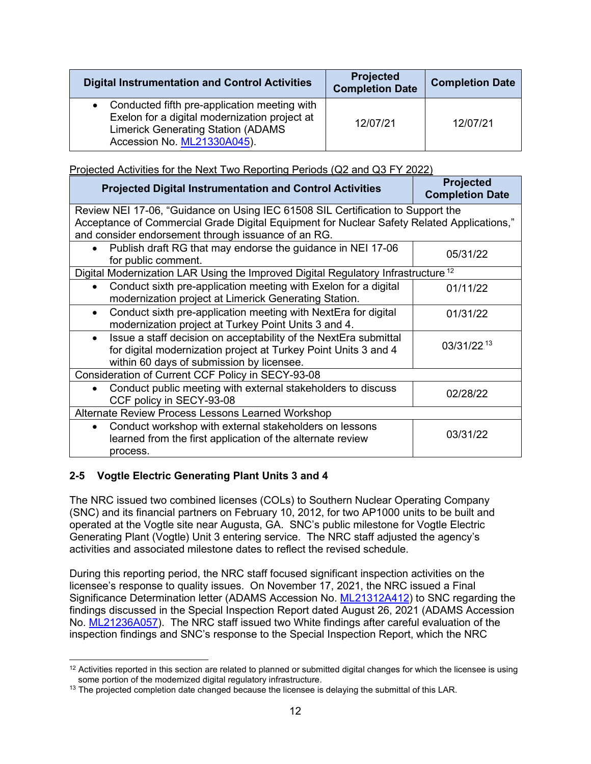| Digital Instrumentation and Control Activities | Projected Completion Date | Completion Date |
|---|---|---|
| • Conducted fifth pre-application meeting with Exelon for a digital modernization project at Limerick Generating Station (ADAMS Accession No. ML21330A045). | 12/07/21 | 12/07/21 |

Projected Activities for the Next Two Reporting Periods (Q2 and Q3 FY 2022)

| Projected Digital Instrumentation and Control Activities | Projected Completion Date |
|---|---|
| Review NEI 17-06, "Guidance on Using IEC 61508 SIL Certification to Support the Acceptance of Commercial Grade Digital Equipment for Nuclear Safety Related Applications," and consider endorsement through issuance of an RG. | |
| • Publish draft RG that may endorse the guidance in NEI 17-06 for public comment. | 05/31/22 |
| Digital Modernization LAR Using the Improved Digital Regulatory Infrastructure [12] | |
| • Conduct sixth pre-application meeting with Exelon for a digital modernization project at Limerick Generating Station. | 01/11/22 |
| • Conduct sixth pre-application meeting with NextEra for digital modernization project at Turkey Point Units 3 and 4. | 01/31/22 |
| • Issue a staff decision on acceptability of the NextEra submittal for digital modernization project at Turkey Point Units 3 and 4 within 60 days of submission by licensee. | 03/31/22 [13] |
| Consideration of Current CCF Policy in SECY-93-08 | |
| • Conduct public meeting with external stakeholders to discuss CCF policy in SECY-93-08 | 02/28/22 |
| Alternate Review Process Lessons Learned Workshop | |
| • Conduct workshop with external stakeholders on lessons learned from the first application of the alternate review process. | 03/31/22 |

## 2-5 Vogtle Electric Generating Plant Units 3 and 4

The NRC issued two combined licenses (COLs) to Southern Nuclear Operating Company (SNC) and its financial partners on February 10, 2012, for two AP1000 units to be built and operated at the Vogtle site near Augusta, GA. SNC's public milestone for Vogtle Electric Generating Plant (Vogtle) Unit 3 entering service. The NRC staff adjusted the agency's activities and associated milestone dates to reflect the revised schedule.

During this reporting period, the NRC staff focused significant inspection activities on the licensee's response to quality issues. On November 17, 2021, the NRC issued a Final Significance Determination letter (ADAMS Accession No. ML21312A412) to SNC regarding the findings discussed in the Special Inspection Report dated August 26, 2021 (ADAMS Accession No. ML21236A057). The NRC staff issued two White findings after careful evaluation of the inspection findings and SNC's response to the Special Inspection Report, which the NRC

[12] Activities reported in this section are related to planned or submitted digital changes for which the licensee is using some portion of the modernized digital regulatory infrastructure.

[13] The projected completion date changed because the licensee is delaying the submittal of this LAR.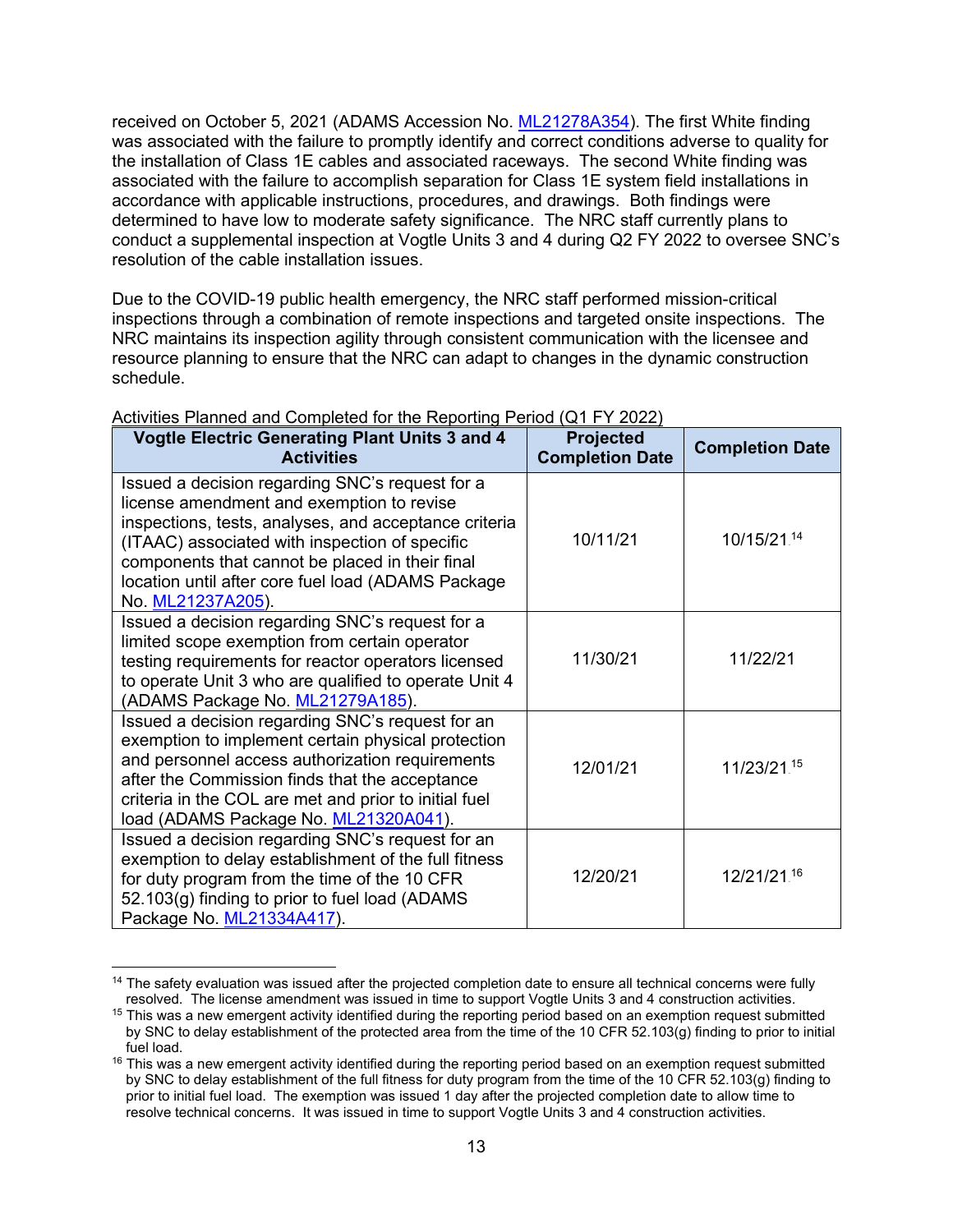received on October 5, 2021 (ADAMS Accession No. ML21278A354). The first White finding was associated with the failure to promptly identify and correct conditions adverse to quality for the installation of Class 1E cables and associated raceways. The second White finding was associated with the failure to accomplish separation for Class 1E system field installations in accordance with applicable instructions, procedures, and drawings. Both findings were determined to have low to moderate safety significance. The NRC staff currently plans to conduct a supplemental inspection at Vogtle Units 3 and 4 during Q2 FY 2022 to oversee SNC's resolution of the cable installation issues.

Due to the COVID-19 public health emergency, the NRC staff performed mission-critical inspections through a combination of remote inspections and targeted onsite inspections. The NRC maintains its inspection agility through consistent communication with the licensee and resource planning to ensure that the NRC can adapt to changes in the dynamic construction schedule.

Activities Planned and Completed for the Reporting Period (Q1 FY 2022)

| Vogtle Electric Generating Plant Units 3 and 4 Activities | Projected Completion Date | Completion Date |
|---|---|---|
| Issued a decision regarding SNC's request for a license amendment and exemption to revise inspections, tests, analyses, and acceptance criteria (ITAAC) associated with inspection of specific components that cannot be placed in their final location until after core fuel load (ADAMS Package No. ML21237A205). | 10/11/21 | 10/15/21[14] |
| Issued a decision regarding SNC's request for a limited scope exemption from certain operator testing requirements for reactor operators licensed to operate Unit 3 who are qualified to operate Unit 4 (ADAMS Package No. ML21279A185). | 11/30/21 | 11/22/21 |
| Issued a decision regarding SNC's request for an exemption to implement certain physical protection and personnel access authorization requirements after the Commission finds that the acceptance criteria in the COL are met and prior to initial fuel load (ADAMS Package No. ML21320A041). | 12/01/21 | 11/23/21[15] |
| Issued a decision regarding SNC's request for an exemption to delay establishment of the full fitness for duty program from the time of the 10 CFR 52.103(g) finding to prior to fuel load (ADAMS Package No. ML21334A417). | 12/20/21 | 12/21/21[16] |

[14] The safety evaluation was issued after the projected completion date to ensure all technical concerns were fully resolved. The license amendment was issued in time to support Vogtle Units 3 and 4 construction activities.

[15] This was a new emergent activity identified during the reporting period based on an exemption request submitted by SNC to delay establishment of the protected area from the time of the 10 CFR 52.103(g) finding to prior to initial fuel load.

[16] This was a new emergent activity identified during the reporting period based on an exemption request submitted by SNC to delay establishment of the full fitness for duty program from the time of the 10 CFR 52.103(g) finding to prior to initial fuel load. The exemption was issued 1 day after the projected completion date to allow time to resolve technical concerns. It was issued in time to support Vogtle Units 3 and 4 construction activities.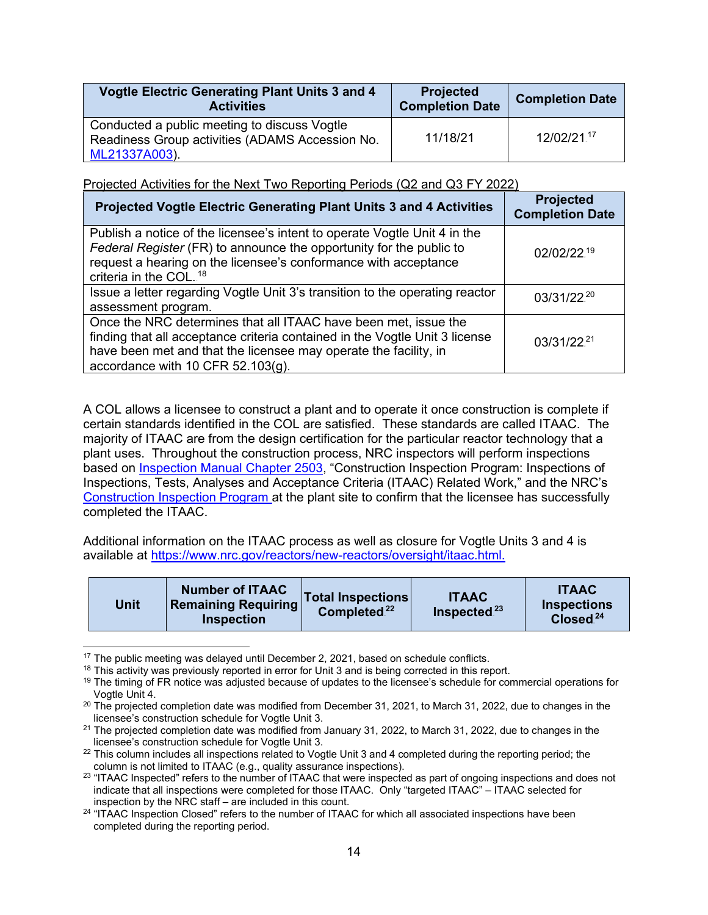| Vogtle Electric Generating Plant Units 3 and 4 Activities | Projected Completion Date | Completion Date |
|---|---|---|
| Conducted a public meeting to discuss Vogtle Readiness Group activities (ADAMS Accession No. ML21337A003). | 11/18/21 | 12/02/21 [17] |

Projected Activities for the Next Two Reporting Periods (Q2 and Q3 FY 2022)

| Projected Vogtle Electric Generating Plant Units 3 and 4 Activities | Projected Completion Date |
|---|---|
| Publish a notice of the licensee's intent to operate Vogtle Unit 4 in the *Federal Register* (FR) to announce the opportunity for the public to request a hearing on the licensee's conformance with acceptance criteria in the COL. [18] | 02/02/22 [19] |
| Issue a letter regarding Vogtle Unit 3's transition to the operating reactor assessment program. | 03/31/22 [20] |
| Once the NRC determines that all ITAAC have been met, issue the finding that all acceptance criteria contained in the Vogtle Unit 3 license have been met and that the licensee may operate the facility, in accordance with 10 CFR 52.103(g). | 03/31/22 [21] |

A COL allows a licensee to construct a plant and to operate it once construction is complete if certain standards identified in the COL are satisfied. These standards are called ITAAC. The majority of ITAAC are from the design certification for the particular reactor technology that a plant uses. Throughout the construction process, NRC inspectors will perform inspections based on Inspection Manual Chapter 2503, "Construction Inspection Program: Inspections of Inspections, Tests, Analyses and Acceptance Criteria (ITAAC) Related Work," and the NRC's Construction Inspection Program at the plant site to confirm that the licensee has successfully completed the ITAAC.

Additional information on the ITAAC process as well as closure for Vogtle Units 3 and 4 is available at https://www.nrc.gov/reactors/new-reactors/oversight/itaac.html.

| Unit | Number of ITAAC Remaining Requiring Inspection | Total Inspections Completed [22] | ITAAC Inspected [23] | ITAAC Inspections Closed [24] |
|---|---|---|---|---|

[17] The public meeting was delayed until December 2, 2021, based on schedule conflicts.

[18] This activity was previously reported in error for Unit 3 and is being corrected in this report.

[19] The timing of FR notice was adjusted because of updates to the licensee's schedule for commercial operations for Vogtle Unit 4.

[20] The projected completion date was modified from December 31, 2021, to March 31, 2022, due to changes in the licensee's construction schedule for Vogtle Unit 3.

[21] The projected completion date was modified from January 31, 2022, to March 31, 2022, due to changes in the licensee's construction schedule for Vogtle Unit 3.

[22] This column includes all inspections related to Vogtle Unit 3 and 4 completed during the reporting period; the column is not limited to ITAAC (e.g., quality assurance inspections).

[23] "ITAAC Inspected" refers to the number of ITAAC that were inspected as part of ongoing inspections and does not indicate that all inspections were completed for those ITAAC. Only "targeted ITAAC" – ITAAC selected for inspection by the NRC staff – are included in this count.

[24] "ITAAC Inspection Closed" refers to the number of ITAAC for which all associated inspections have been completed during the reporting period.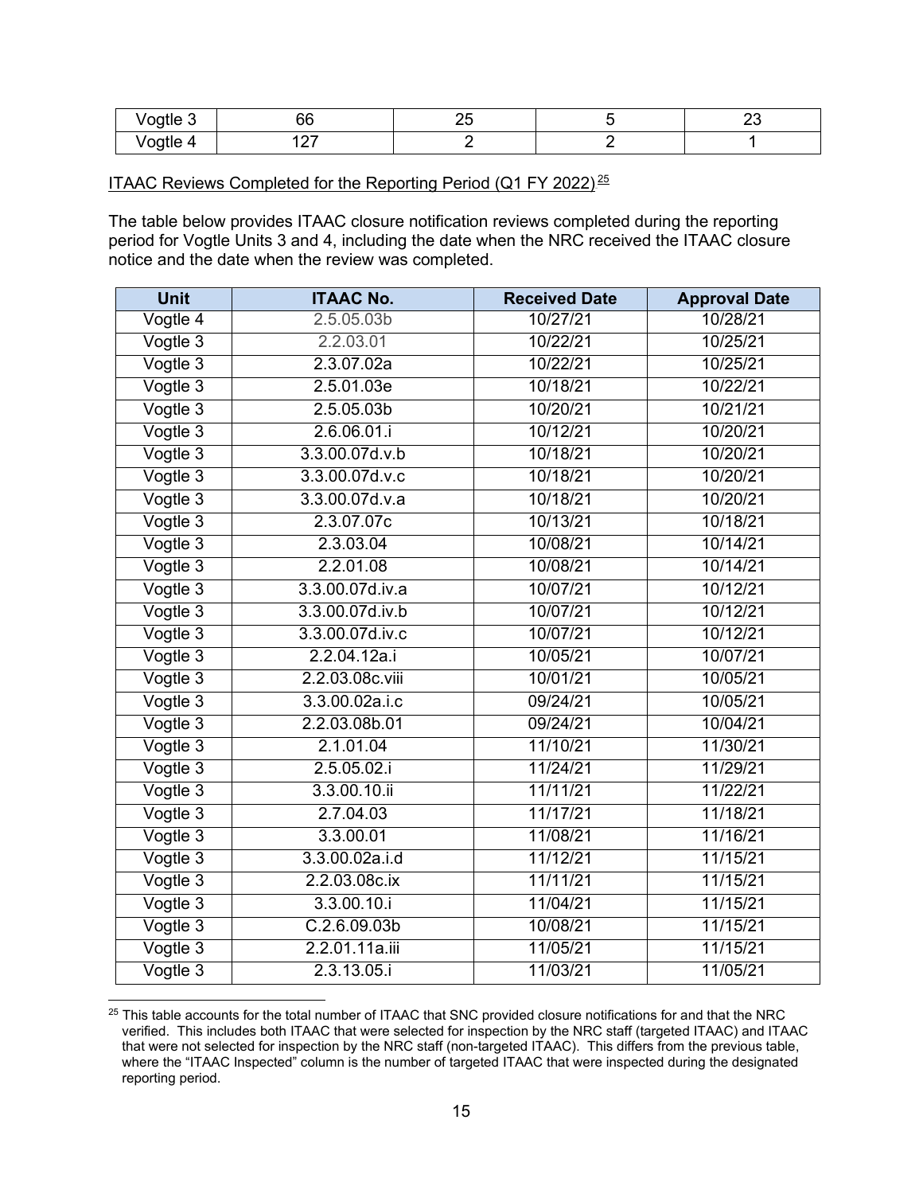| Vogtle 3 | 66 | 25 | 5 | 23 |
|---|---|---|---|---|
| Vogtle 4 | 127 | 2 | 2 | 1 |

ITAAC Reviews Completed for the Reporting Period (Q1 FY 2022)[25]

The table below provides ITAAC closure notification reviews completed during the reporting period for Vogtle Units 3 and 4, including the date when the NRC received the ITAAC closure notice and the date when the review was completed.

| Unit | ITAAC No. | Received Date | Approval Date |
|---|---|---|---|
| Vogtle 4 | 2.5.05.03b | 10/27/21 | 10/28/21 |
| Vogtle 3 | 2.2.03.01 | 10/22/21 | 10/25/21 |
| Vogtle 3 | 2.3.07.02a | 10/22/21 | 10/25/21 |
| Vogtle 3 | 2.5.01.03e | 10/18/21 | 10/22/21 |
| Vogtle 3 | 2.5.05.03b | 10/20/21 | 10/21/21 |
| Vogtle 3 | 2.6.06.01.i | 10/12/21 | 10/20/21 |
| Vogtle 3 | 3.3.00.07d.v.b | 10/18/21 | 10/20/21 |
| Vogtle 3 | 3.3.00.07d.v.c | 10/18/21 | 10/20/21 |
| Vogtle 3 | 3.3.00.07d.v.a | 10/18/21 | 10/20/21 |
| Vogtle 3 | 2.3.07.07c | 10/13/21 | 10/18/21 |
| Vogtle 3 | 2.3.03.04 | 10/08/21 | 10/14/21 |
| Vogtle 3 | 2.2.01.08 | 10/08/21 | 10/14/21 |
| Vogtle 3 | 3.3.00.07d.iv.a | 10/07/21 | 10/12/21 |
| Vogtle 3 | 3.3.00.07d.iv.b | 10/07/21 | 10/12/21 |
| Vogtle 3 | 3.3.00.07d.iv.c | 10/07/21 | 10/12/21 |
| Vogtle 3 | 2.2.04.12a.i | 10/05/21 | 10/07/21 |
| Vogtle 3 | 2.2.03.08c.viii | 10/01/21 | 10/05/21 |
| Vogtle 3 | 3.3.00.02a.i.c | 09/24/21 | 10/05/21 |
| Vogtle 3 | 2.2.03.08b.01 | 09/24/21 | 10/04/21 |
| Vogtle 3 | 2.1.01.04 | 11/10/21 | 11/30/21 |
| Vogtle 3 | 2.5.05.02.i | 11/24/21 | 11/29/21 |
| Vogtle 3 | 3.3.00.10.ii | 11/11/21 | 11/22/21 |
| Vogtle 3 | 2.7.04.03 | 11/17/21 | 11/18/21 |
| Vogtle 3 | 3.3.00.01 | 11/08/21 | 11/16/21 |
| Vogtle 3 | 3.3.00.02a.i.d | 11/12/21 | 11/15/21 |
| Vogtle 3 | 2.2.03.08c.ix | 11/11/21 | 11/15/21 |
| Vogtle 3 | 3.3.00.10.i | 11/04/21 | 11/15/21 |
| Vogtle 3 | C.2.6.09.03b | 10/08/21 | 11/15/21 |
| Vogtle 3 | 2.2.01.11a.iii | 11/05/21 | 11/15/21 |
| Vogtle 3 | 2.3.13.05.i | 11/03/21 | 11/05/21 |

[25] This table accounts for the total number of ITAAC that SNC provided closure notifications for and that the NRC verified. This includes both ITAAC that were selected for inspection by the NRC staff (targeted ITAAC) and ITAAC that were not selected for inspection by the NRC staff (non-targeted ITAAC). This differs from the previous table, where the "ITAAC Inspected" column is the number of targeted ITAAC that were inspected during the designated reporting period.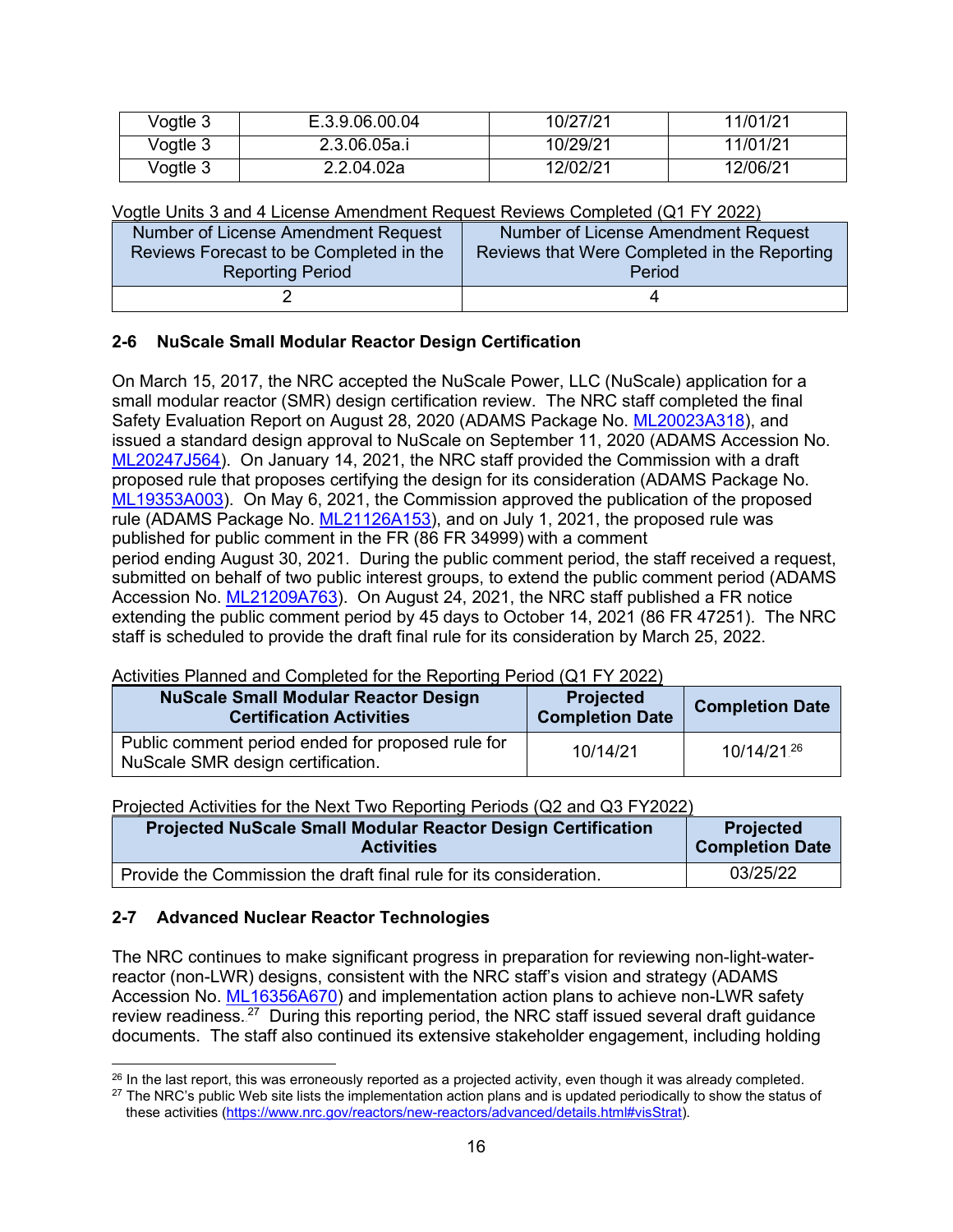| Vogtle 3 | E.3.9.06.00.04 | 10/27/21 | 11/01/21 |
|---|---|---|---|
| Vogtle 3 | 2.3.06.05a.i | 10/29/21 | 11/01/21 |
| Vogtle 3 | 2.2.04.02a | 12/02/21 | 12/06/21 |

Vogtle Units 3 and 4 License Amendment Request Reviews Completed (Q1 FY 2022)

| Number of License Amendment Request Reviews Forecast to be Completed in the Reporting Period | Number of License Amendment Request Reviews that Were Completed in the Reporting Period |
|---|---|
| 2 | 4 |

## 2-6 NuScale Small Modular Reactor Design Certification

On March 15, 2017, the NRC accepted the NuScale Power, LLC (NuScale) application for a small modular reactor (SMR) design certification review. The NRC staff completed the final Safety Evaluation Report on August 28, 2020 (ADAMS Package No. ML20023A318), and issued a standard design approval to NuScale on September 11, 2020 (ADAMS Accession No. ML20247J564). On January 14, 2021, the NRC staff provided the Commission with a draft proposed rule that proposes certifying the design for its consideration (ADAMS Package No. ML19353A003). On May 6, 2021, the Commission approved the publication of the proposed rule (ADAMS Package No. ML21126A153), and on July 1, 2021, the proposed rule was published for public comment in the FR (86 FR 34999) with a comment period ending August 30, 2021. During the public comment period, the staff received a request, submitted on behalf of two public interest groups, to extend the public comment period (ADAMS Accession No. ML21209A763). On August 24, 2021, the NRC staff published a FR notice extending the public comment period by 45 days to October 14, 2021 (86 FR 47251). The NRC staff is scheduled to provide the draft final rule for its consideration by March 25, 2022.

Activities Planned and Completed for the Reporting Period (Q1 FY 2022)

| NuScale Small Modular Reactor Design Certification Activities | Projected Completion Date | Completion Date |
|---|---|---|
| Public comment period ended for proposed rule for NuScale SMR design certification. | 10/14/21 | 10/14/21 [26] |

Projected Activities for the Next Two Reporting Periods (Q2 and Q3 FY2022)

| Projected NuScale Small Modular Reactor Design Certification Activities | Projected Completion Date |
|---|---|
| Provide the Commission the draft final rule for its consideration. | 03/25/22 |

## 2-7 Advanced Nuclear Reactor Technologies

The NRC continues to make significant progress in preparation for reviewing non-light-water-reactor (non-LWR) designs, consistent with the NRC staff's vision and strategy (ADAMS Accession No. ML16356A670) and implementation action plans to achieve non-LWR safety review readiness.[27] During this reporting period, the NRC staff issued several draft guidance documents. The staff also continued its extensive stakeholder engagement, including holding

[26] In the last report, this was erroneously reported as a projected activity, even though it was already completed.

[27] The NRC's public Web site lists the implementation action plans and is updated periodically to show the status of these activities (https://www.nrc.gov/reactors/new-reactors/advanced/details.html#visStrat).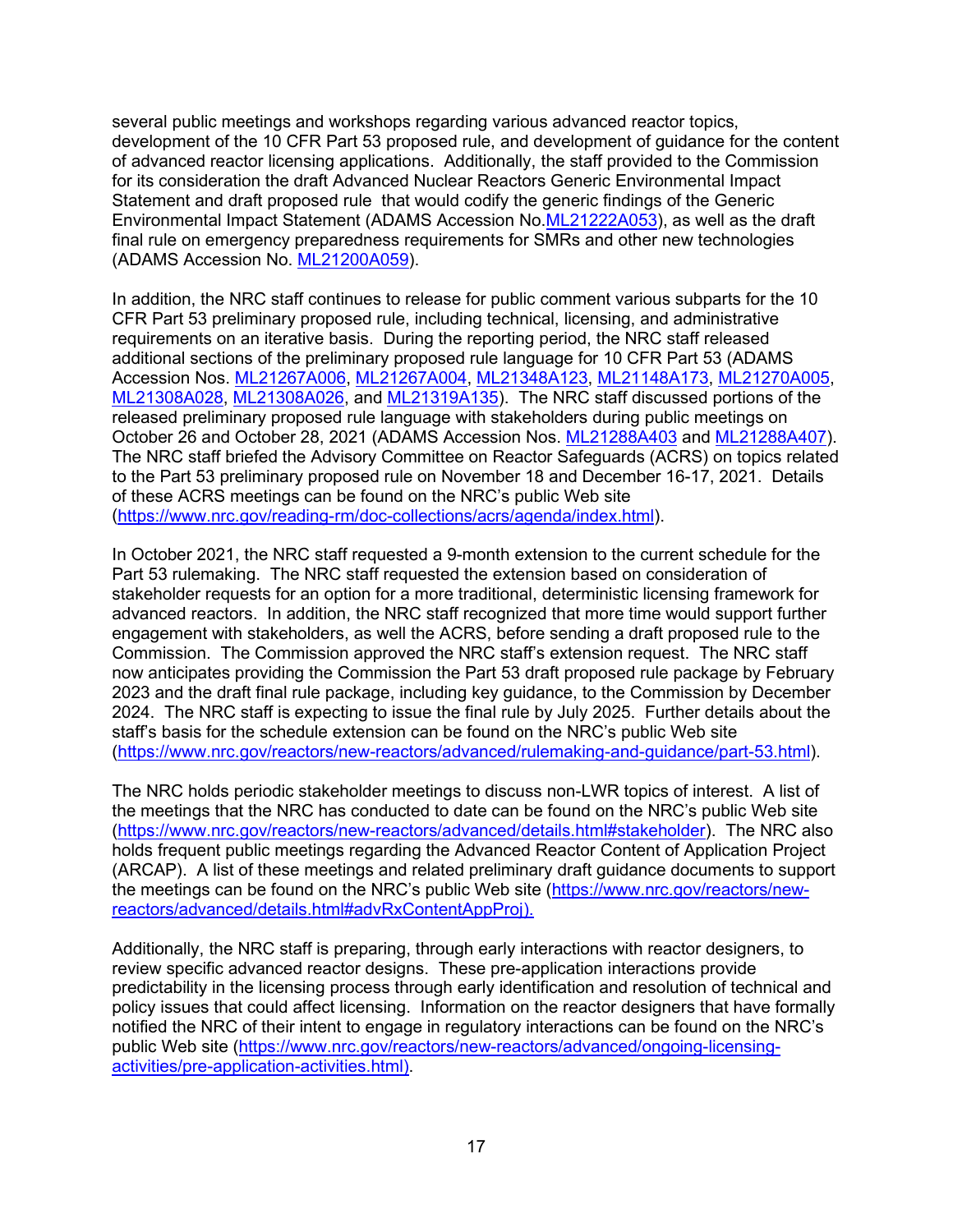several public meetings and workshops regarding various advanced reactor topics, development of the 10 CFR Part 53 proposed rule, and development of guidance for the content of advanced reactor licensing applications. Additionally, the staff provided to the Commission for its consideration the draft Advanced Nuclear Reactors Generic Environmental Impact Statement and draft proposed rule that would codify the generic findings of the Generic Environmental Impact Statement (ADAMS Accession No.ML21222A053), as well as the draft final rule on emergency preparedness requirements for SMRs and other new technologies (ADAMS Accession No. ML21200A059).

In addition, the NRC staff continues to release for public comment various subparts for the 10 CFR Part 53 preliminary proposed rule, including technical, licensing, and administrative requirements on an iterative basis. During the reporting period, the NRC staff released additional sections of the preliminary proposed rule language for 10 CFR Part 53 (ADAMS Accession Nos. ML21267A006, ML21267A004, ML21348A123, ML21148A173, ML21270A005, ML21308A028, ML21308A026, and ML21319A135). The NRC staff discussed portions of the released preliminary proposed rule language with stakeholders during public meetings on October 26 and October 28, 2021 (ADAMS Accession Nos. ML21288A403 and ML21288A407). The NRC staff briefed the Advisory Committee on Reactor Safeguards (ACRS) on topics related to the Part 53 preliminary proposed rule on November 18 and December 16-17, 2021. Details of these ACRS meetings can be found on the NRC's public Web site (https://www.nrc.gov/reading-rm/doc-collections/acrs/agenda/index.html).

In October 2021, the NRC staff requested a 9-month extension to the current schedule for the Part 53 rulemaking. The NRC staff requested the extension based on consideration of stakeholder requests for an option for a more traditional, deterministic licensing framework for advanced reactors. In addition, the NRC staff recognized that more time would support further engagement with stakeholders, as well the ACRS, before sending a draft proposed rule to the Commission. The Commission approved the NRC staff's extension request. The NRC staff now anticipates providing the Commission the Part 53 draft proposed rule package by February 2023 and the draft final rule package, including key guidance, to the Commission by December 2024. The NRC staff is expecting to issue the final rule by July 2025. Further details about the staff's basis for the schedule extension can be found on the NRC's public Web site (https://www.nrc.gov/reactors/new-reactors/advanced/rulemaking-and-guidance/part-53.html).

The NRC holds periodic stakeholder meetings to discuss non-LWR topics of interest. A list of the meetings that the NRC has conducted to date can be found on the NRC's public Web site (https://www.nrc.gov/reactors/new-reactors/advanced/details.html#stakeholder). The NRC also holds frequent public meetings regarding the Advanced Reactor Content of Application Project (ARCAP). A list of these meetings and related preliminary draft guidance documents to support the meetings can be found on the NRC's public Web site (https://www.nrc.gov/reactors/new-reactors/advanced/details.html#advRxContentAppProj).

Additionally, the NRC staff is preparing, through early interactions with reactor designers, to review specific advanced reactor designs. These pre-application interactions provide predictability in the licensing process through early identification and resolution of technical and policy issues that could affect licensing. Information on the reactor designers that have formally notified the NRC of their intent to engage in regulatory interactions can be found on the NRC's public Web site (https://www.nrc.gov/reactors/new-reactors/advanced/ongoing-licensing-activities/pre-application-activities.html).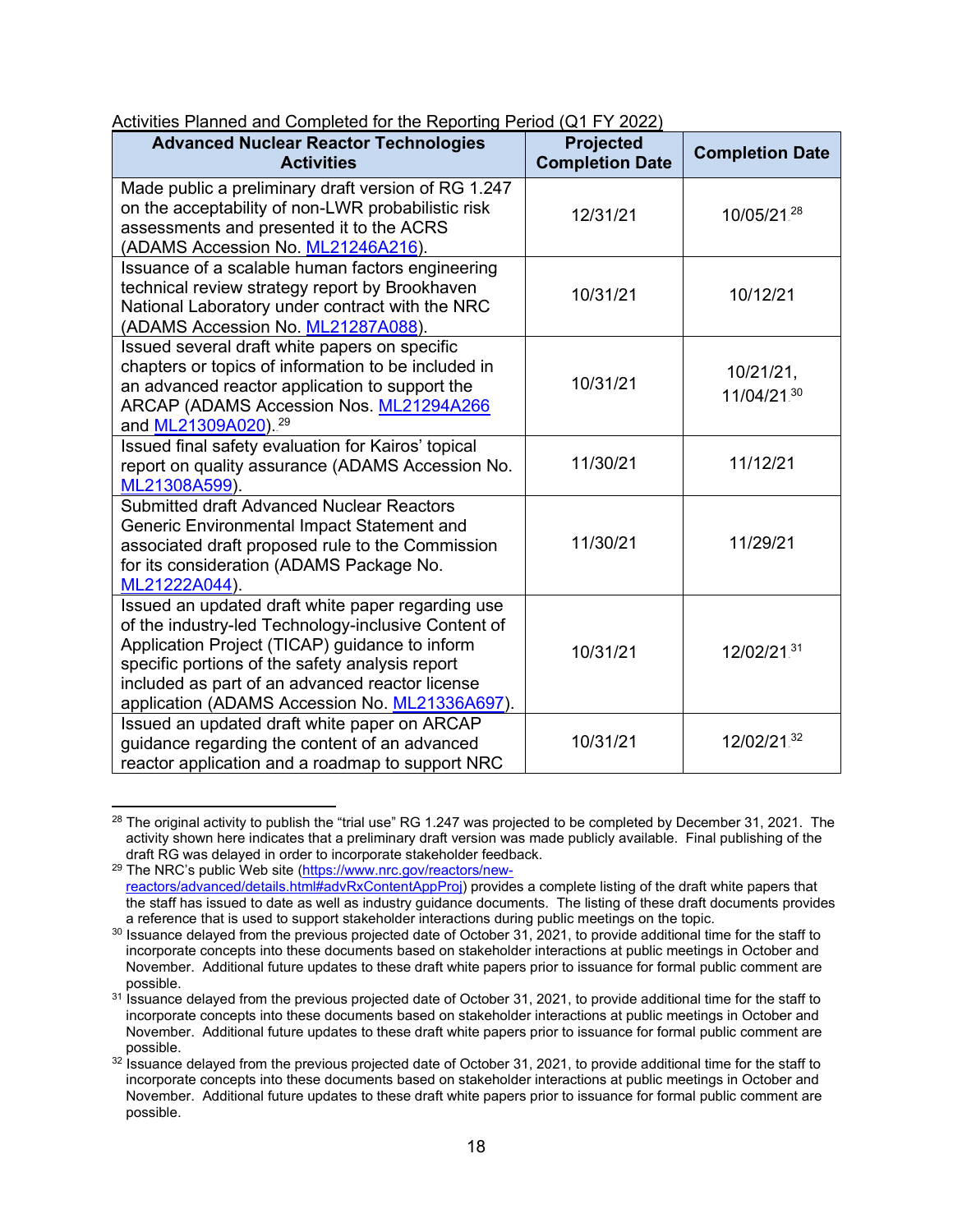Activities Planned and Completed for the Reporting Period (Q1 FY 2022)

| Advanced Nuclear Reactor Technologies Activities | Projected Completion Date | Completion Date |
|---|---|---|
| Made public a preliminary draft version of RG 1.247 on the acceptability of non-LWR probabilistic risk assessments and presented it to the ACRS (ADAMS Accession No. ML21246A216). | 12/31/21 | 10/05/21[28] |
| Issuance of a scalable human factors engineering technical review strategy report by Brookhaven National Laboratory under contract with the NRC (ADAMS Accession No. ML21287A088). | 10/31/21 | 10/12/21 |
| Issued several draft white papers on specific chapters or topics of information to be included in an advanced reactor application to support the ARCAP (ADAMS Accession Nos. ML21294A266 and ML21309A020).[29] | 10/31/21 | 10/21/21, 11/04/21[30] |
| Issued final safety evaluation for Kairos' topical report on quality assurance (ADAMS Accession No. ML21308A599). | 11/30/21 | 11/12/21 |
| Submitted draft Advanced Nuclear Reactors Generic Environmental Impact Statement and associated draft proposed rule to the Commission for its consideration (ADAMS Package No. ML21222A044). | 11/30/21 | 11/29/21 |
| Issued an updated draft white paper regarding use of the industry-led Technology-inclusive Content of Application Project (TICAP) guidance to inform specific portions of the safety analysis report included as part of an advanced reactor license application (ADAMS Accession No. ML21336A697). | 10/31/21 | 12/02/21[31] |
| Issued an updated draft white paper on ARCAP guidance regarding the content of an advanced reactor application and a roadmap to support NRC | 10/31/21 | 12/02/21[32] |

[28] The original activity to publish the "trial use" RG 1.247 was projected to be completed by December 31, 2021. The activity shown here indicates that a preliminary draft version was made publicly available. Final publishing of the draft RG was delayed in order to incorporate stakeholder feedback.

[29] The NRC's public Web site (https://www.nrc.gov/reactors/new-reactors/advanced/details.html#advRxContentAppProj) provides a complete listing of the draft white papers that the staff has issued to date as well as industry guidance documents. The listing of these draft documents provides a reference that is used to support stakeholder interactions during public meetings on the topic.

[30] Issuance delayed from the previous projected date of October 31, 2021, to provide additional time for the staff to incorporate concepts into these documents based on stakeholder interactions at public meetings in October and November. Additional future updates to these draft white papers prior to issuance for formal public comment are possible.

[31] Issuance delayed from the previous projected date of October 31, 2021, to provide additional time for the staff to incorporate concepts into these documents based on stakeholder interactions at public meetings in October and November. Additional future updates to these draft white papers prior to issuance for formal public comment are possible.

[32] Issuance delayed from the previous projected date of October 31, 2021, to provide additional time for the staff to incorporate concepts into these documents based on stakeholder interactions at public meetings in October and November. Additional future updates to these draft white papers prior to issuance for formal public comment are possible.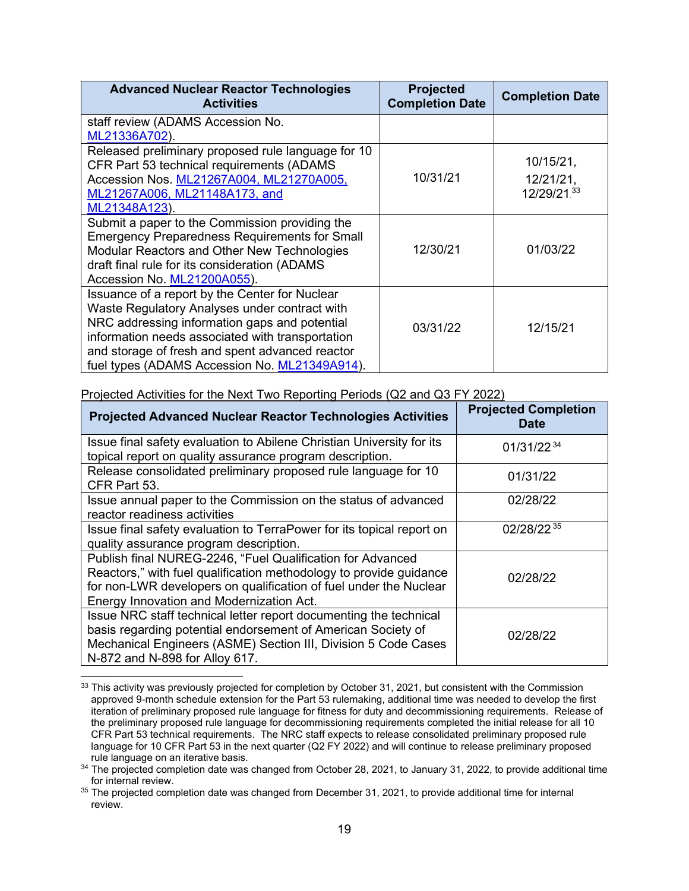| Advanced Nuclear Reactor Technologies Activities | Projected Completion Date | Completion Date |
|---|---|---|
| staff review (ADAMS Accession No. ML21336A702). | | |
| Released preliminary proposed rule language for 10 CFR Part 53 technical requirements (ADAMS Accession Nos. ML21267A004, ML21270A005, ML21267A006, ML21148A173, and ML21348A123). | 10/31/21 | 10/15/21, 12/21/21, 12/29/21[33] |
| Submit a paper to the Commission providing the Emergency Preparedness Requirements for Small Modular Reactors and Other New Technologies draft final rule for its consideration (ADAMS Accession No. ML21200A055). | 12/30/21 | 01/03/22 |
| Issuance of a report by the Center for Nuclear Waste Regulatory Analyses under contract with NRC addressing information gaps and potential information needs associated with transportation and storage of fresh and spent advanced reactor fuel types (ADAMS Accession No. ML21349A914). | 03/31/22 | 12/15/21 |

Projected Activities for the Next Two Reporting Periods (Q2 and Q3 FY 2022)

| Projected Advanced Nuclear Reactor Technologies Activities | Projected Completion Date |
|---|---|
| Issue final safety evaluation to Abilene Christian University for its topical report on quality assurance program description. | 01/31/22[34] |
| Release consolidated preliminary proposed rule language for 10 CFR Part 53. | 01/31/22 |
| Issue annual paper to the Commission on the status of advanced reactor readiness activities | 02/28/22 |
| Issue final safety evaluation to TerraPower for its topical report on quality assurance program description. | 02/28/22[35] |
| Publish final NUREG-2246, "Fuel Qualification for Advanced Reactors," with fuel qualification methodology to provide guidance for non-LWR developers on qualification of fuel under the Nuclear Energy Innovation and Modernization Act. | 02/28/22 |
| Issue NRC staff technical letter report documenting the technical basis regarding potential endorsement of American Society of Mechanical Engineers (ASME) Section III, Division 5 Code Cases N-872 and N-898 for Alloy 617. | 02/28/22 |

[33] This activity was previously projected for completion by October 31, 2021, but consistent with the Commission approved 9-month schedule extension for the Part 53 rulemaking, additional time was needed to develop the first iteration of preliminary proposed rule language for fitness for duty and decommissioning requirements. Release of the preliminary proposed rule language for decommissioning requirements completed the initial release for all 10 CFR Part 53 technical requirements. The NRC staff expects to release consolidated preliminary proposed rule language for 10 CFR Part 53 in the next quarter (Q2 FY 2022) and will continue to release preliminary proposed rule language on an iterative basis.

[34] The projected completion date was changed from October 28, 2021, to January 31, 2022, to provide additional time for internal review.

[35] The projected completion date was changed from December 31, 2021, to provide additional time for internal review.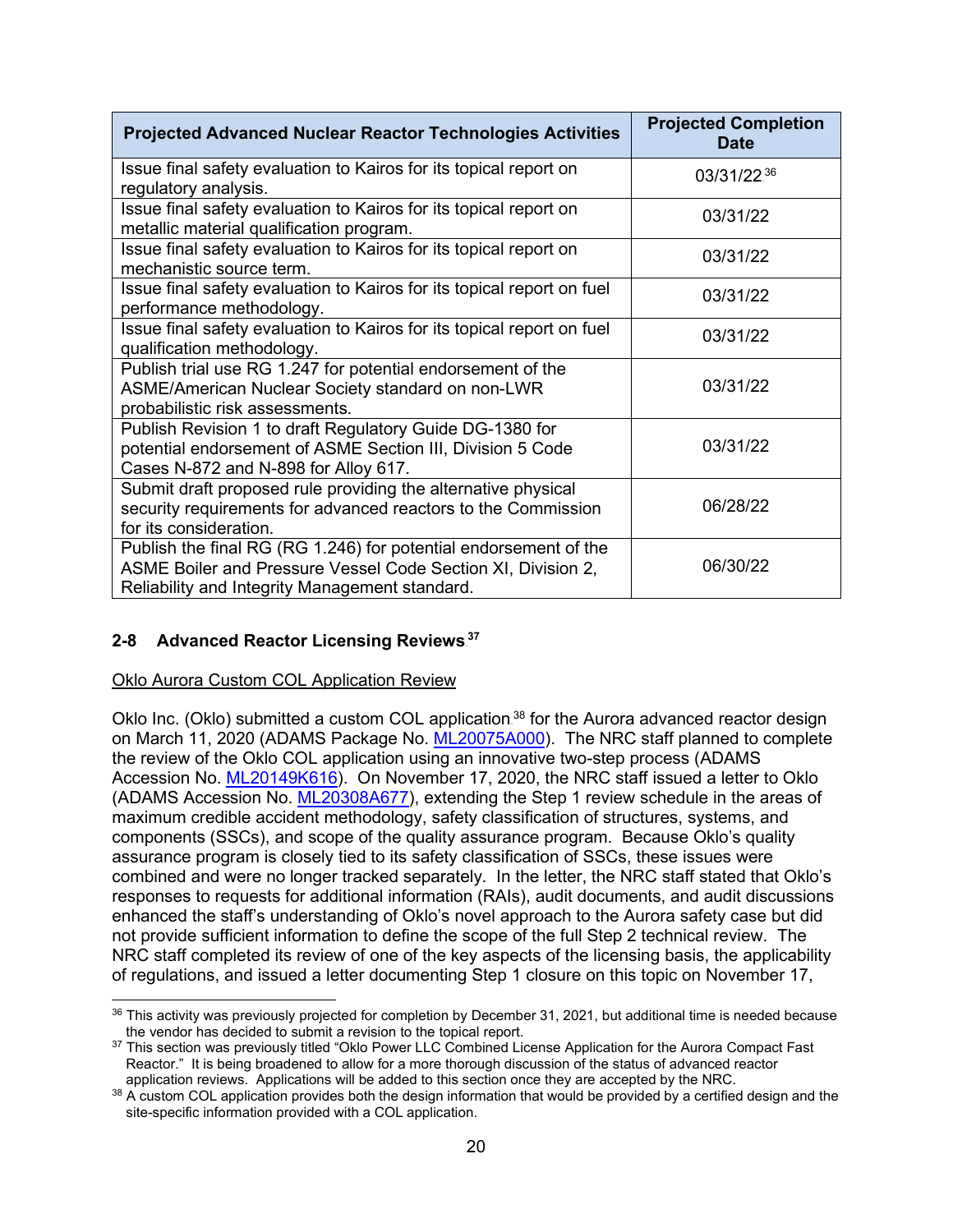| Projected Advanced Nuclear Reactor Technologies Activities | Projected Completion Date |
|---|---|
| Issue final safety evaluation to Kairos for its topical report on regulatory analysis. | 03/31/22[36] |
| Issue final safety evaluation to Kairos for its topical report on metallic material qualification program. | 03/31/22 |
| Issue final safety evaluation to Kairos for its topical report on mechanistic source term. | 03/31/22 |
| Issue final safety evaluation to Kairos for its topical report on fuel performance methodology. | 03/31/22 |
| Issue final safety evaluation to Kairos for its topical report on fuel qualification methodology. | 03/31/22 |
| Publish trial use RG 1.247 for potential endorsement of the ASME/American Nuclear Society standard on non-LWR probabilistic risk assessments. | 03/31/22 |
| Publish Revision 1 to draft Regulatory Guide DG-1380 for potential endorsement of ASME Section III, Division 5 Code Cases N-872 and N-898 for Alloy 617. | 03/31/22 |
| Submit draft proposed rule providing the alternative physical security requirements for advanced reactors to the Commission for its consideration. | 06/28/22 |
| Publish the final RG (RG 1.246) for potential endorsement of the ASME Boiler and Pressure Vessel Code Section XI, Division 2, Reliability and Integrity Management standard. | 06/30/22 |

## 2-8 Advanced Reactor Licensing Reviews[37]

Oklo Aurora Custom COL Application Review

Oklo Inc. (Oklo) submitted a custom COL application[38] for the Aurora advanced reactor design on March 11, 2020 (ADAMS Package No. ML20075A000). The NRC staff planned to complete the review of the Oklo COL application using an innovative two-step process (ADAMS Accession No. ML20149K616). On November 17, 2020, the NRC staff issued a letter to Oklo (ADAMS Accession No. ML20308A677), extending the Step 1 review schedule in the areas of maximum credible accident methodology, safety classification of structures, systems, and components (SSCs), and scope of the quality assurance program. Because Oklo's quality assurance program is closely tied to its safety classification of SSCs, these issues were combined and were no longer tracked separately. In the letter, the NRC staff stated that Oklo's responses to requests for additional information (RAIs), audit documents, and audit discussions enhanced the staff's understanding of Oklo's novel approach to the Aurora safety case but did not provide sufficient information to define the scope of the full Step 2 technical review. The NRC staff completed its review of one of the key aspects of the licensing basis, the applicability of regulations, and issued a letter documenting Step 1 closure on this topic on November 17,

[36] This activity was previously projected for completion by December 31, 2021, but additional time is needed because the vendor has decided to submit a revision to the topical report.

[37] This section was previously titled "Oklo Power LLC Combined License Application for the Aurora Compact Fast Reactor." It is being broadened to allow for a more thorough discussion of the status of advanced reactor application reviews. Applications will be added to this section once they are accepted by the NRC.

[38] A custom COL application provides both the design information that would be provided by a certified design and the site-specific information provided with a COL application.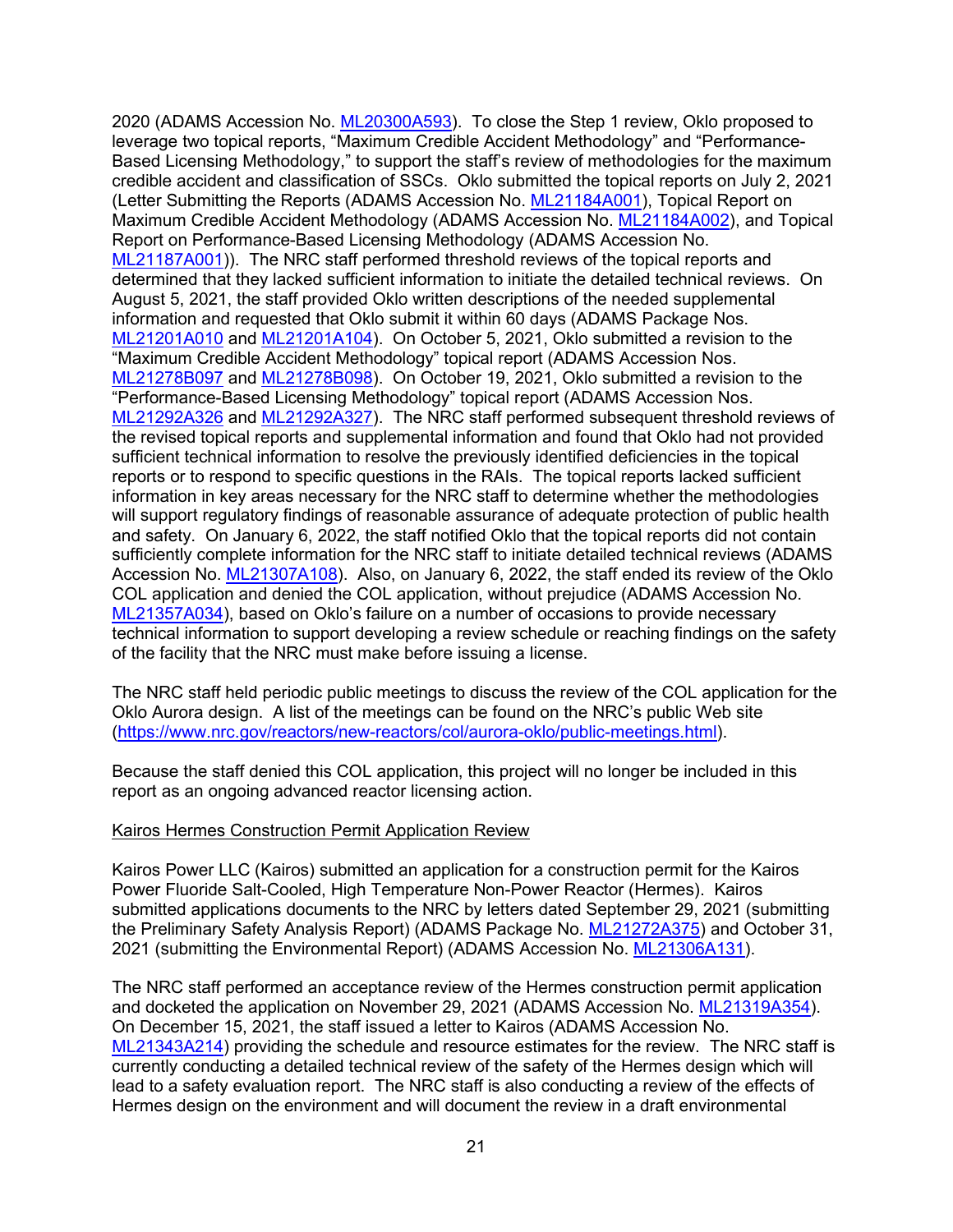2020 (ADAMS Accession No. ML20300A593). To close the Step 1 review, Oklo proposed to leverage two topical reports, "Maximum Credible Accident Methodology" and "Performance-Based Licensing Methodology," to support the staff's review of methodologies for the maximum credible accident and classification of SSCs. Oklo submitted the topical reports on July 2, 2021 (Letter Submitting the Reports (ADAMS Accession No. ML21184A001), Topical Report on Maximum Credible Accident Methodology (ADAMS Accession No. ML21184A002), and Topical Report on Performance-Based Licensing Methodology (ADAMS Accession No. ML21187A001)). The NRC staff performed threshold reviews of the topical reports and determined that they lacked sufficient information to initiate the detailed technical reviews. On August 5, 2021, the staff provided Oklo written descriptions of the needed supplemental information and requested that Oklo submit it within 60 days (ADAMS Package Nos. ML21201A010 and ML21201A104). On October 5, 2021, Oklo submitted a revision to the "Maximum Credible Accident Methodology" topical report (ADAMS Accession Nos. ML21278B097 and ML21278B098). On October 19, 2021, Oklo submitted a revision to the "Performance-Based Licensing Methodology" topical report (ADAMS Accession Nos. ML21292A326 and ML21292A327). The NRC staff performed subsequent threshold reviews of the revised topical reports and supplemental information and found that Oklo had not provided sufficient technical information to resolve the previously identified deficiencies in the topical reports or to respond to specific questions in the RAIs. The topical reports lacked sufficient information in key areas necessary for the NRC staff to determine whether the methodologies will support regulatory findings of reasonable assurance of adequate protection of public health and safety. On January 6, 2022, the staff notified Oklo that the topical reports did not contain sufficiently complete information for the NRC staff to initiate detailed technical reviews (ADAMS Accession No. ML21307A108). Also, on January 6, 2022, the staff ended its review of the Oklo COL application and denied the COL application, without prejudice (ADAMS Accession No. ML21357A034), based on Oklo's failure on a number of occasions to provide necessary technical information to support developing a review schedule or reaching findings on the safety of the facility that the NRC must make before issuing a license.

The NRC staff held periodic public meetings to discuss the review of the COL application for the Oklo Aurora design. A list of the meetings can be found on the NRC's public Web site (https://www.nrc.gov/reactors/new-reactors/col/aurora-oklo/public-meetings.html).

Because the staff denied this COL application, this project will no longer be included in this report as an ongoing advanced reactor licensing action.

Kairos Hermes Construction Permit Application Review

Kairos Power LLC (Kairos) submitted an application for a construction permit for the Kairos Power Fluoride Salt-Cooled, High Temperature Non-Power Reactor (Hermes). Kairos submitted applications documents to the NRC by letters dated September 29, 2021 (submitting the Preliminary Safety Analysis Report) (ADAMS Package No. ML21272A375) and October 31, 2021 (submitting the Environmental Report) (ADAMS Accession No. ML21306A131).

The NRC staff performed an acceptance review of the Hermes construction permit application and docketed the application on November 29, 2021 (ADAMS Accession No. ML21319A354). On December 15, 2021, the staff issued a letter to Kairos (ADAMS Accession No. ML21343A214) providing the schedule and resource estimates for the review. The NRC staff is currently conducting a detailed technical review of the safety of the Hermes design which will lead to a safety evaluation report. The NRC staff is also conducting a review of the effects of Hermes design on the environment and will document the review in a draft environmental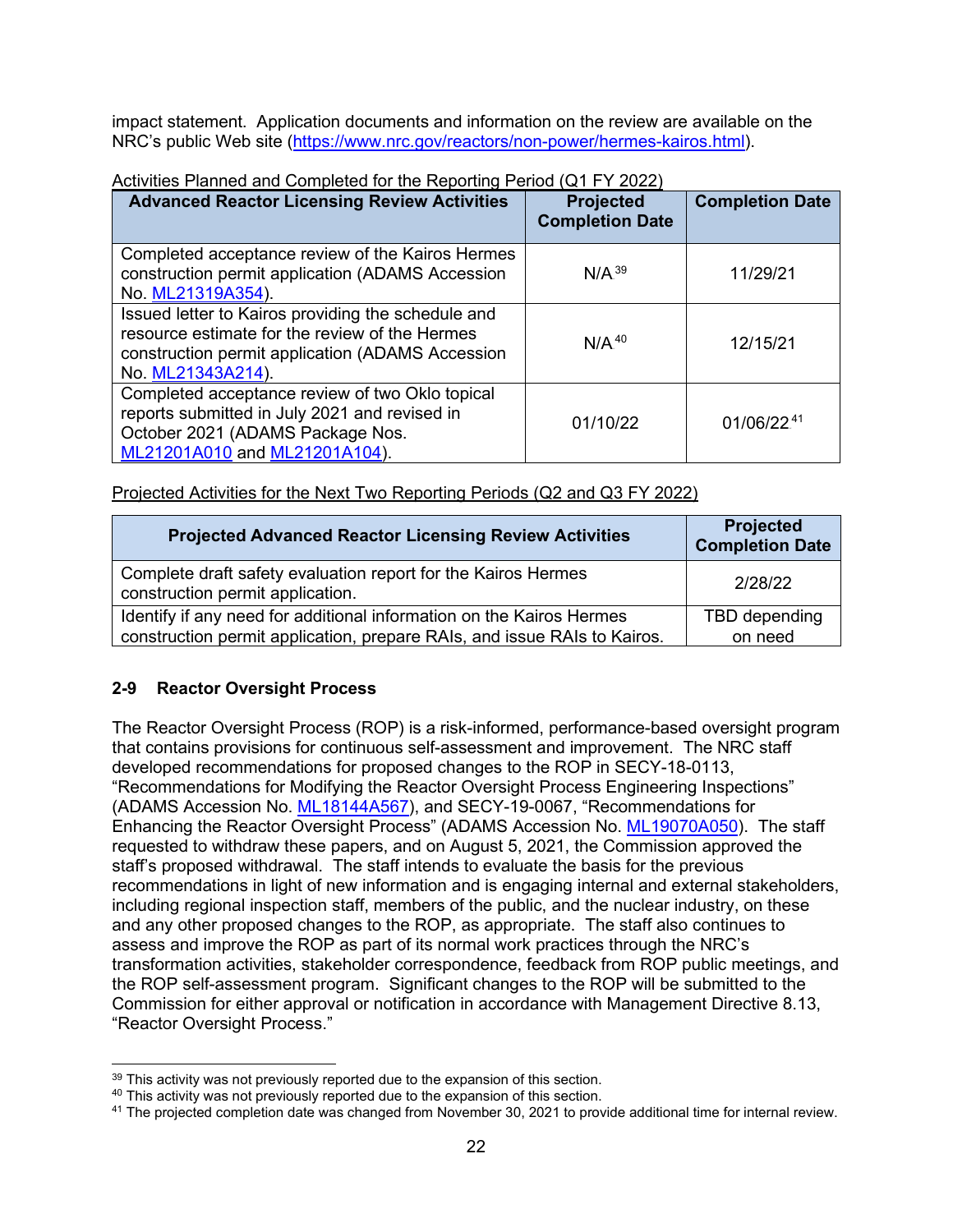impact statement. Application documents and information on the review are available on the NRC's public Web site (https://www.nrc.gov/reactors/non-power/hermes-kairos.html).

Activities Planned and Completed for the Reporting Period (Q1 FY 2022)

| Advanced Reactor Licensing Review Activities | Projected Completion Date | Completion Date |
|---|---|---|
| Completed acceptance review of the Kairos Hermes construction permit application (ADAMS Accession No. ML21319A354). | N/A [39] | 11/29/21 |
| Issued letter to Kairos providing the schedule and resource estimate for the review of the Hermes construction permit application (ADAMS Accession No. ML21343A214). | N/A [40] | 12/15/21 |
| Completed acceptance review of two Oklo topical reports submitted in July 2021 and revised in October 2021 (ADAMS Package Nos. ML21201A010 and ML21201A104). | 01/10/22 | 01/06/22 [41] |

Projected Activities for the Next Two Reporting Periods (Q2 and Q3 FY 2022)

| Projected Advanced Reactor Licensing Review Activities | Projected Completion Date |
|---|---|
| Complete draft safety evaluation report for the Kairos Hermes construction permit application. | 2/28/22 |
| Identify if any need for additional information on the Kairos Hermes construction permit application, prepare RAIs, and issue RAIs to Kairos. | TBD depending on need |

## 2-9 Reactor Oversight Process

The Reactor Oversight Process (ROP) is a risk-informed, performance-based oversight program that contains provisions for continuous self-assessment and improvement. The NRC staff developed recommendations for proposed changes to the ROP in SECY-18-0113, "Recommendations for Modifying the Reactor Oversight Process Engineering Inspections" (ADAMS Accession No. ML18144A567), and SECY-19-0067, "Recommendations for Enhancing the Reactor Oversight Process" (ADAMS Accession No. ML19070A050). The staff requested to withdraw these papers, and on August 5, 2021, the Commission approved the staff's proposed withdrawal. The staff intends to evaluate the basis for the previous recommendations in light of new information and is engaging internal and external stakeholders, including regional inspection staff, members of the public, and the nuclear industry, on these and any other proposed changes to the ROP, as appropriate. The staff also continues to assess and improve the ROP as part of its normal work practices through the NRC's transformation activities, stakeholder correspondence, feedback from ROP public meetings, and the ROP self-assessment program. Significant changes to the ROP will be submitted to the Commission for either approval or notification in accordance with Management Directive 8.13, "Reactor Oversight Process."

---

[39] This activity was not previously reported due to the expansion of this section.
[40] This activity was not previously reported due to the expansion of this section.
[41] The projected completion date was changed from November 30, 2021 to provide additional time for internal review.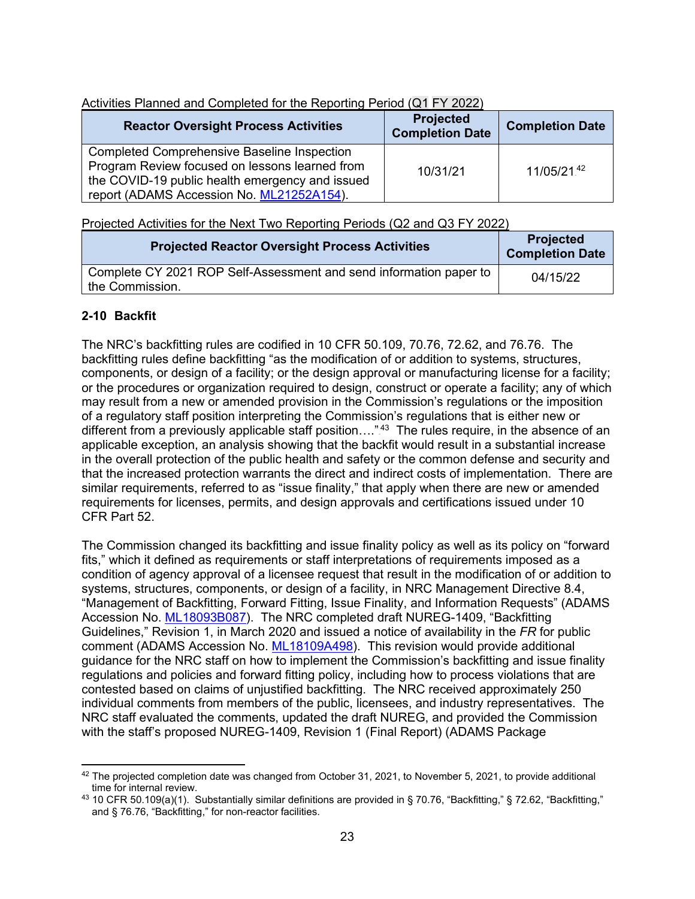Activities Planned and Completed for the Reporting Period (Q1 FY 2022)

| Reactor Oversight Process Activities | Projected Completion Date | Completion Date |
|---|---|---|
| Completed Comprehensive Baseline Inspection Program Review focused on lessons learned from the COVID-19 public health emergency and issued report (ADAMS Accession No. ML21252A154). | 10/31/21 | 11/05/21[42] |

Projected Activities for the Next Two Reporting Periods (Q2 and Q3 FY 2022)

| Projected Reactor Oversight Process Activities | Projected Completion Date |
|---|---|
| Complete CY 2021 ROP Self-Assessment and send information paper to the Commission. | 04/15/22 |

## 2-10 Backfit

The NRC's backfitting rules are codified in 10 CFR 50.109, 70.76, 72.62, and 76.76. The backfitting rules define backfitting "as the modification of or addition to systems, structures, components, or design of a facility; or the design approval or manufacturing license for a facility; or the procedures or organization required to design, construct or operate a facility; any of which may result from a new or amended provision in the Commission's regulations or the imposition of a regulatory staff position interpreting the Commission's regulations that is either new or different from a previously applicable staff position…."[43] The rules require, in the absence of an applicable exception, an analysis showing that the backfit would result in a substantial increase in the overall protection of the public health and safety or the common defense and security and that the increased protection warrants the direct and indirect costs of implementation. There are similar requirements, referred to as "issue finality," that apply when there are new or amended requirements for licenses, permits, and design approvals and certifications issued under 10 CFR Part 52.

The Commission changed its backfitting and issue finality policy as well as its policy on "forward fits," which it defined as requirements or staff interpretations of requirements imposed as a condition of agency approval of a licensee request that result in the modification of or addition to systems, structures, components, or design of a facility, in NRC Management Directive 8.4, "Management of Backfitting, Forward Fitting, Issue Finality, and Information Requests" (ADAMS Accession No. ML18093B087). The NRC completed draft NUREG-1409, "Backfitting Guidelines," Revision 1, in March 2020 and issued a notice of availability in the *FR* for public comment (ADAMS Accession No. ML18109A498). This revision would provide additional guidance for the NRC staff on how to implement the Commission's backfitting and issue finality regulations and policies and forward fitting policy, including how to process violations that are contested based on claims of unjustified backfitting. The NRC received approximately 250 individual comments from members of the public, licensees, and industry representatives. The NRC staff evaluated the comments, updated the draft NUREG, and provided the Commission with the staff's proposed NUREG-1409, Revision 1 (Final Report) (ADAMS Package

---

[42] The projected completion date was changed from October 31, 2021, to November 5, 2021, to provide additional time for internal review.

[43] 10 CFR 50.109(a)(1). Substantially similar definitions are provided in § 70.76, "Backfitting," § 72.62, "Backfitting," and § 76.76, "Backfitting," for non-reactor facilities.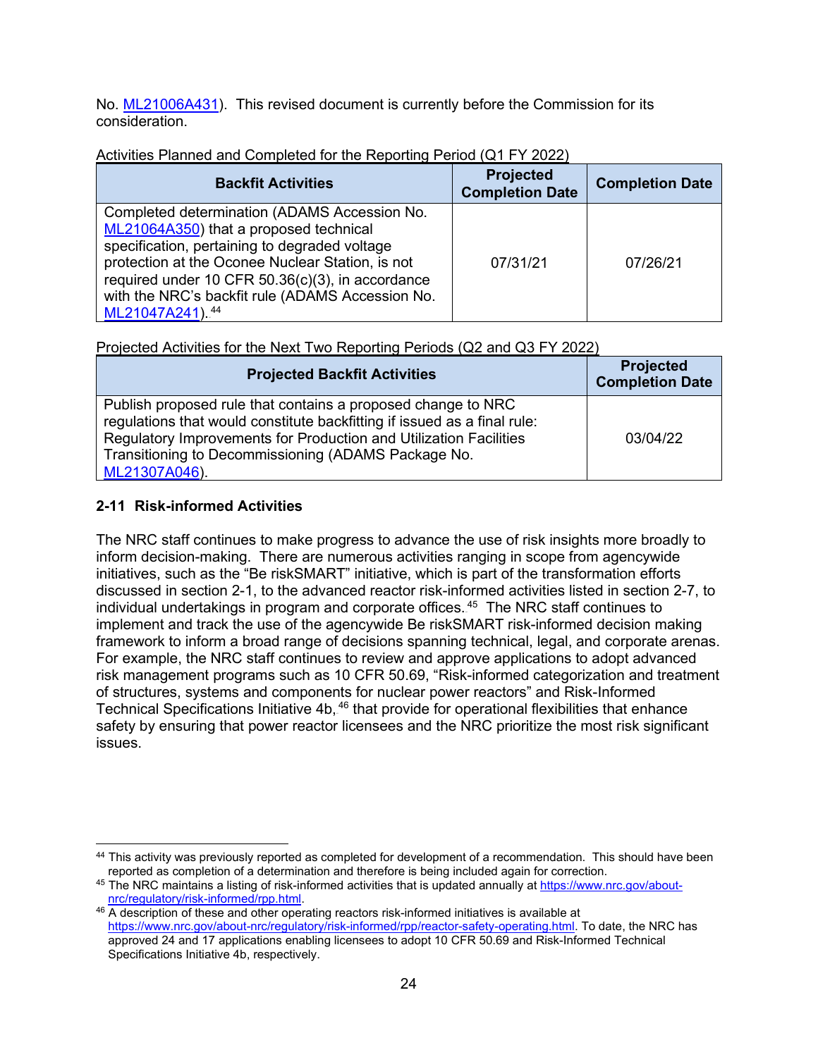No. ML21006A431). This revised document is currently before the Commission for its consideration.

Activities Planned and Completed for the Reporting Period (Q1 FY 2022)

| Backfit Activities | Projected Completion Date | Completion Date |
|---|---|---|
| Completed determination (ADAMS Accession No. ML21064A350) that a proposed technical specification, pertaining to degraded voltage protection at the Oconee Nuclear Station, is not required under 10 CFR 50.36(c)(3), in accordance with the NRC's backfit rule (ADAMS Accession No. ML21047A241).[44] | 07/31/21 | 07/26/21 |

Projected Activities for the Next Two Reporting Periods (Q2 and Q3 FY 2022)

| Projected Backfit Activities | Projected Completion Date |
|---|---|
| Publish proposed rule that contains a proposed change to NRC regulations that would constitute backfitting if issued as a final rule: Regulatory Improvements for Production and Utilization Facilities Transitioning to Decommissioning (ADAMS Package No. ML21307A046). | 03/04/22 |

## 2-11 Risk-informed Activities

The NRC staff continues to make progress to advance the use of risk insights more broadly to inform decision-making. There are numerous activities ranging in scope from agencywide initiatives, such as the "Be riskSMART" initiative, which is part of the transformation efforts discussed in section 2-1, to the advanced reactor risk-informed activities listed in section 2-7, to individual undertakings in program and corporate offices.[45] The NRC staff continues to implement and track the use of the agencywide Be riskSMART risk-informed decision making framework to inform a broad range of decisions spanning technical, legal, and corporate arenas. For example, the NRC staff continues to review and approve applications to adopt advanced risk management programs such as 10 CFR 50.69, "Risk-informed categorization and treatment of structures, systems and components for nuclear power reactors" and Risk-Informed Technical Specifications Initiative 4b,[46] that provide for operational flexibilities that enhance safety by ensuring that power reactor licensees and the NRC prioritize the most risk significant issues.

---

[44] This activity was previously reported as completed for development of a recommendation. This should have been reported as completion of a determination and therefore is being included again for correction.

[45] The NRC maintains a listing of risk-informed activities that is updated annually at https://www.nrc.gov/about-nrc/regulatory/risk-informed/rpp.html.

[46] A description of these and other operating reactors risk-informed initiatives is available at https://www.nrc.gov/about-nrc/regulatory/risk-informed/rpp/reactor-safety-operating.html. To date, the NRC has approved 24 and 17 applications enabling licensees to adopt 10 CFR 50.69 and Risk-Informed Technical Specifications Initiative 4b, respectively.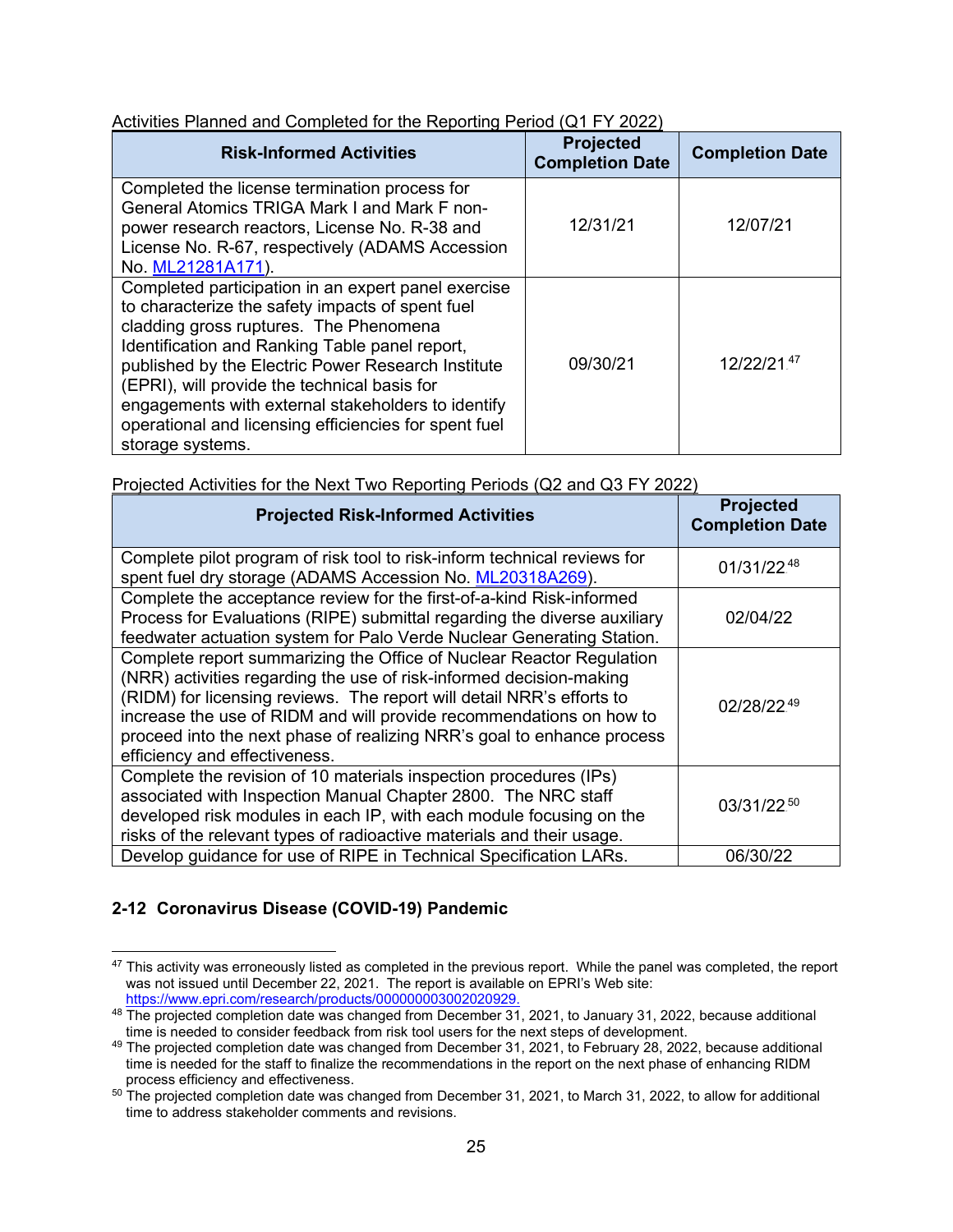Activities Planned and Completed for the Reporting Period (Q1 FY 2022)

| Risk-Informed Activities | Projected Completion Date | Completion Date |
|---|---|---|
| Completed the license termination process for General Atomics TRIGA Mark I and Mark F non-power research reactors, License No. R-38 and License No. R-67, respectively (ADAMS Accession No. ML21281A171). | 12/31/21 | 12/07/21 |
| Completed participation in an expert panel exercise to characterize the safety impacts of spent fuel cladding gross ruptures. The Phenomena Identification and Ranking Table panel report, published by the Electric Power Research Institute (EPRI), will provide the technical basis for engagements with external stakeholders to identify operational and licensing efficiencies for spent fuel storage systems. | 09/30/21 | 12/22/21[47] |

Projected Activities for the Next Two Reporting Periods (Q2 and Q3 FY 2022)

| Projected Risk-Informed Activities | Projected Completion Date |
|---|---|
| Complete pilot program of risk tool to risk-inform technical reviews for spent fuel dry storage (ADAMS Accession No. ML20318A269). | 01/31/22[48] |
| Complete the acceptance review for the first-of-a-kind Risk-informed Process for Evaluations (RIPE) submittal regarding the diverse auxiliary feedwater actuation system for Palo Verde Nuclear Generating Station. | 02/04/22 |
| Complete report summarizing the Office of Nuclear Reactor Regulation (NRR) activities regarding the use of risk-informed decision-making (RIDM) for licensing reviews. The report will detail NRR's efforts to increase the use of RIDM and will provide recommendations on how to proceed into the next phase of realizing NRR's goal to enhance process efficiency and effectiveness. | 02/28/22[49] |
| Complete the revision of 10 materials inspection procedures (IPs) associated with Inspection Manual Chapter 2800. The NRC staff developed risk modules in each IP, with each module focusing on the risks of the relevant types of radioactive materials and their usage. | 03/31/22[50] |
| Develop guidance for use of RIPE in Technical Specification LARs. | 06/30/22 |

## 2-12 Coronavirus Disease (COVID-19) Pandemic

[47] This activity was erroneously listed as completed in the previous report. While the panel was completed, the report was not issued until December 22, 2021. The report is available on EPRI's Web site: https://www.epri.com/research/products/000000003002020929.

[48] The projected completion date was changed from December 31, 2021, to January 31, 2022, because additional time is needed to consider feedback from risk tool users for the next steps of development.

[49] The projected completion date was changed from December 31, 2021, to February 28, 2022, because additional time is needed for the staff to finalize the recommendations in the report on the next phase of enhancing RIDM process efficiency and effectiveness.

[50] The projected completion date was changed from December 31, 2021, to March 31, 2022, to allow for additional time to address stakeholder comments and revisions.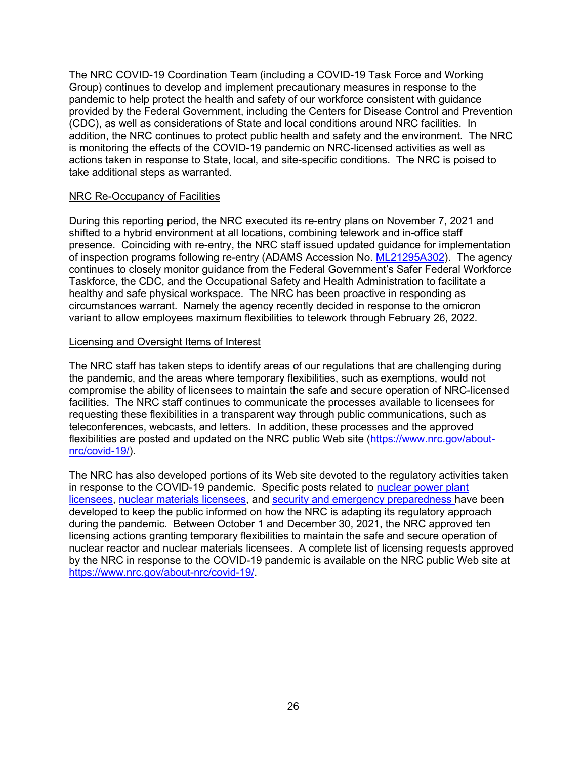The NRC COVID-19 Coordination Team (including a COVID-19 Task Force and Working Group) continues to develop and implement precautionary measures in response to the pandemic to help protect the health and safety of our workforce consistent with guidance provided by the Federal Government, including the Centers for Disease Control and Prevention (CDC), as well as considerations of State and local conditions around NRC facilities. In addition, the NRC continues to protect public health and safety and the environment. The NRC is monitoring the effects of the COVID-19 pandemic on NRC-licensed activities as well as actions taken in response to State, local, and site-specific conditions. The NRC is poised to take additional steps as warranted.

NRC Re-Occupancy of Facilities

During this reporting period, the NRC executed its re-entry plans on November 7, 2021 and shifted to a hybrid environment at all locations, combining telework and in-office staff presence. Coinciding with re-entry, the NRC staff issued updated guidance for implementation of inspection programs following re-entry (ADAMS Accession No. ML21295A302). The agency continues to closely monitor guidance from the Federal Government's Safer Federal Workforce Taskforce, the CDC, and the Occupational Safety and Health Administration to facilitate a healthy and safe physical workspace. The NRC has been proactive in responding as circumstances warrant. Namely the agency recently decided in response to the omicron variant to allow employees maximum flexibilities to telework through February 26, 2022.

Licensing and Oversight Items of Interest

The NRC staff has taken steps to identify areas of our regulations that are challenging during the pandemic, and the areas where temporary flexibilities, such as exemptions, would not compromise the ability of licensees to maintain the safe and secure operation of NRC-licensed facilities. The NRC staff continues to communicate the processes available to licensees for requesting these flexibilities in a transparent way through public communications, such as teleconferences, webcasts, and letters. In addition, these processes and the approved flexibilities are posted and updated on the NRC public Web site (https://www.nrc.gov/about-nrc/covid-19/).

The NRC has also developed portions of its Web site devoted to the regulatory activities taken in response to the COVID-19 pandemic. Specific posts related to nuclear power plant licensees, nuclear materials licensees, and security and emergency preparedness have been developed to keep the public informed on how the NRC is adapting its regulatory approach during the pandemic. Between October 1 and December 30, 2021, the NRC approved ten licensing actions granting temporary flexibilities to maintain the safe and secure operation of nuclear reactor and nuclear materials licensees. A complete list of licensing requests approved by the NRC in response to the COVID-19 pandemic is available on the NRC public Web site at https://www.nrc.gov/about-nrc/covid-19/.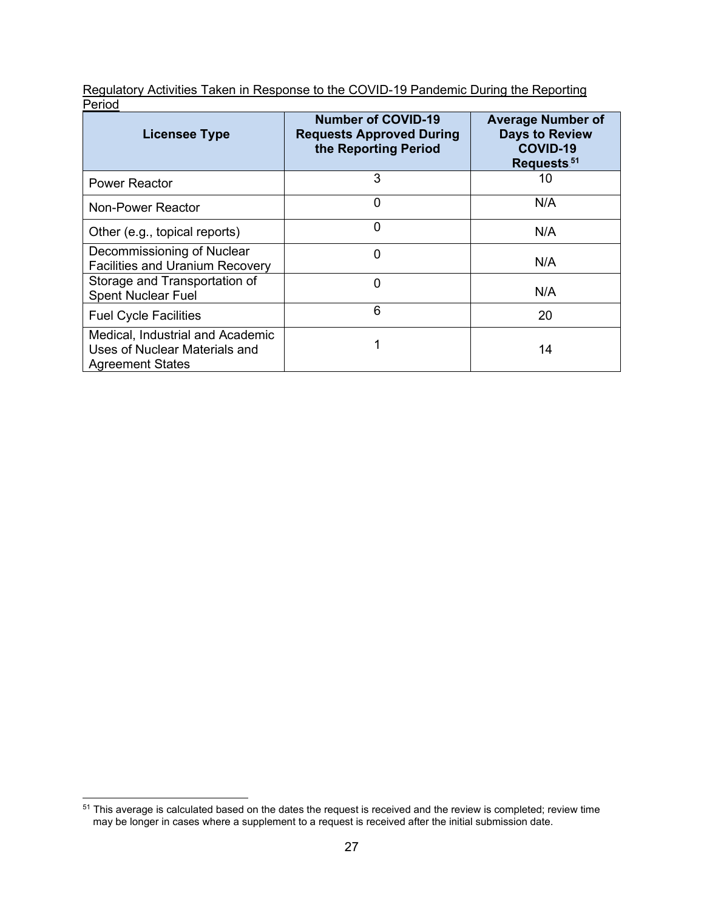Regulatory Activities Taken in Response to the COVID-19 Pandemic During the Reporting Period

| Licensee Type | Number of COVID-19 Requests Approved During the Reporting Period | Average Number of Days to Review COVID-19 Requests.[51] |
|---|---|---|
| Power Reactor | 3 | 10 |
| Non-Power Reactor | 0 | N/A |
| Other (e.g., topical reports) | 0 | N/A |
| Decommissioning of Nuclear Facilities and Uranium Recovery | 0 | N/A |
| Storage and Transportation of Spent Nuclear Fuel | 0 | N/A |
| Fuel Cycle Facilities | 6 | 20 |
| Medical, Industrial and Academic Uses of Nuclear Materials and Agreement States | 1 | 14 |

[51] This average is calculated based on the dates the request is received and the review is completed; review time may be longer in cases where a supplement to a request is received after the initial submission date.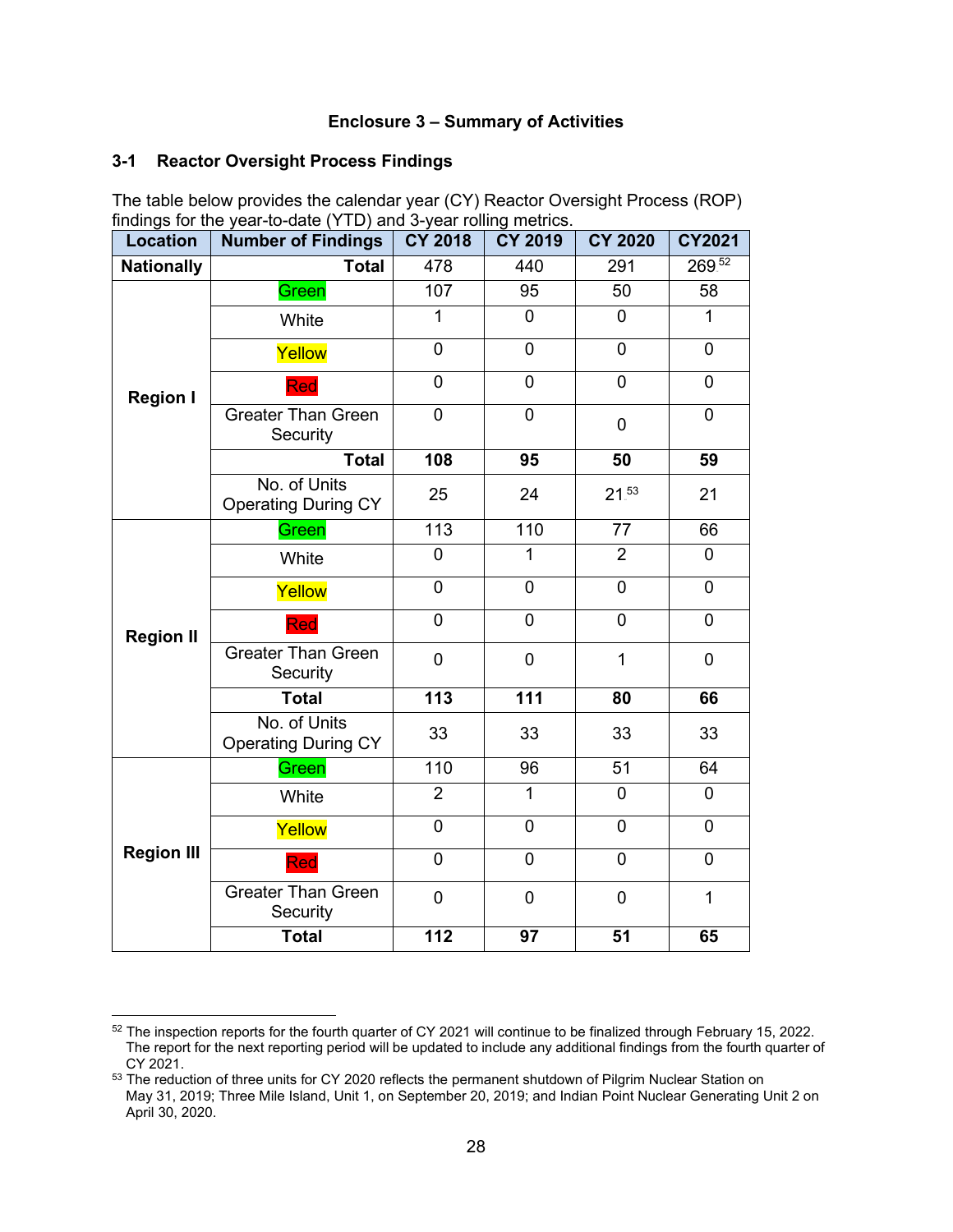## Enclosure 3 – Summary of Activities

### 3-1 Reactor Oversight Process Findings

The table below provides the calendar year (CY) Reactor Oversight Process (ROP) findings for the year-to-date (YTD) and 3-year rolling metrics.

| Location | Number of Findings | CY 2018 | CY 2019 | CY 2020 | CY2021 |
|---|---|---|---|---|---|
| **Nationally** | **Total** | 478 | 440 | 291 | 269[52] |
| **Region I** | Green | 107 | 95 | 50 | 58 |
| | White | 1 | 0 | 0 | 1 |
| | Yellow | 0 | 0 | 0 | 0 |
| | Red | 0 | 0 | 0 | 0 |
| | Greater Than Green Security | 0 | 0 | 0 | 0 |
| | **Total** | **108** | **95** | **50** | **59** |
| | No. of Units Operating During CY | 25 | 24 | 21[53] | 21 |
| **Region II** | Green | 113 | 110 | 77 | 66 |
| | White | 0 | 1 | 2 | 0 |
| | Yellow | 0 | 0 | 0 | 0 |
| | Red | 0 | 0 | 0 | 0 |
| | Greater Than Green Security | 0 | 0 | 1 | 0 |
| | **Total** | **113** | **111** | **80** | **66** |
| | No. of Units Operating During CY | 33 | 33 | 33 | 33 |
| **Region III** | Green | 110 | 96 | 51 | 64 |
| | White | 2 | 1 | 0 | 0 |
| | Yellow | 0 | 0 | 0 | 0 |
| | Red | 0 | 0 | 0 | 0 |
| | Greater Than Green Security | 0 | 0 | 0 | 1 |
| | **Total** | **112** | **97** | **51** | **65** |

[52] The inspection reports for the fourth quarter of CY 2021 will continue to be finalized through February 15, 2022. The report for the next reporting period will be updated to include any additional findings from the fourth quarter of CY 2021.

[53] The reduction of three units for CY 2020 reflects the permanent shutdown of Pilgrim Nuclear Station on May 31, 2019; Three Mile Island, Unit 1, on September 20, 2019; and Indian Point Nuclear Generating Unit 2 on April 30, 2020.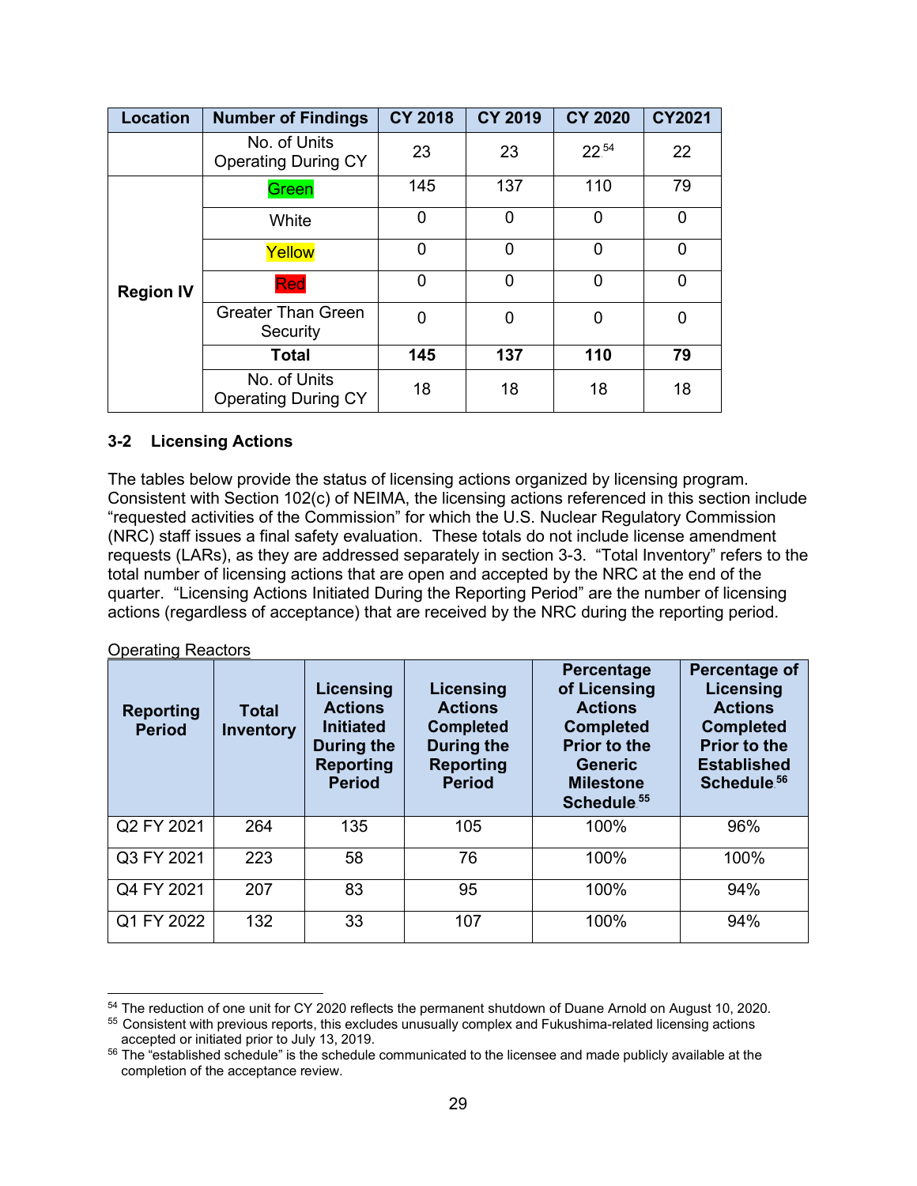| Location | Number of Findings | CY 2018 | CY 2019 | CY 2020 | CY2021 |
|---|---|---|---|---|---|
| | No. of Units Operating During CY | 23 | 23 | 22[54] | 22 |
| Region IV | Green | 145 | 137 | 110 | 79 |
| | White | 0 | 0 | 0 | 0 |
| | Yellow | 0 | 0 | 0 | 0 |
| | Red | 0 | 0 | 0 | 0 |
| | Greater Than Green Security | 0 | 0 | 0 | 0 |
| | **Total** | **145** | **137** | **110** | **79** |
| | No. of Units Operating During CY | 18 | 18 | 18 | 18 |

### 3-2 Licensing Actions

The tables below provide the status of licensing actions organized by licensing program. Consistent with Section 102(c) of NEIMA, the licensing actions referenced in this section include "requested activities of the Commission" for which the U.S. Nuclear Regulatory Commission (NRC) staff issues a final safety evaluation. These totals do not include license amendment requests (LARs), as they are addressed separately in section 3-3. "Total Inventory" refers to the total number of licensing actions that are open and accepted by the NRC at the end of the quarter. "Licensing Actions Initiated During the Reporting Period" are the number of licensing actions (regardless of acceptance) that are received by the NRC during the reporting period.

Operating Reactors

| Reporting Period | Total Inventory | Licensing Actions Initiated During the Reporting Period | Licensing Actions Completed During the Reporting Period | Percentage of Licensing Actions Completed Prior to the Generic Milestone Schedule[55] | Percentage of Licensing Actions Completed Prior to the Established Schedule[56] |
|---|---|---|---|---|---|
| Q2 FY 2021 | 264 | 135 | 105 | 100% | 96% |
| Q3 FY 2021 | 223 | 58 | 76 | 100% | 100% |
| Q4 FY 2021 | 207 | 83 | 95 | 100% | 94% |
| Q1 FY 2022 | 132 | 33 | 107 | 100% | 94% |

[54] The reduction of one unit for CY 2020 reflects the permanent shutdown of Duane Arnold on August 10, 2020.

[55] Consistent with previous reports, this excludes unusually complex and Fukushima-related licensing actions accepted or initiated prior to July 13, 2019.

[56] The "established schedule" is the schedule communicated to the licensee and made publicly available at the completion of the acceptance review.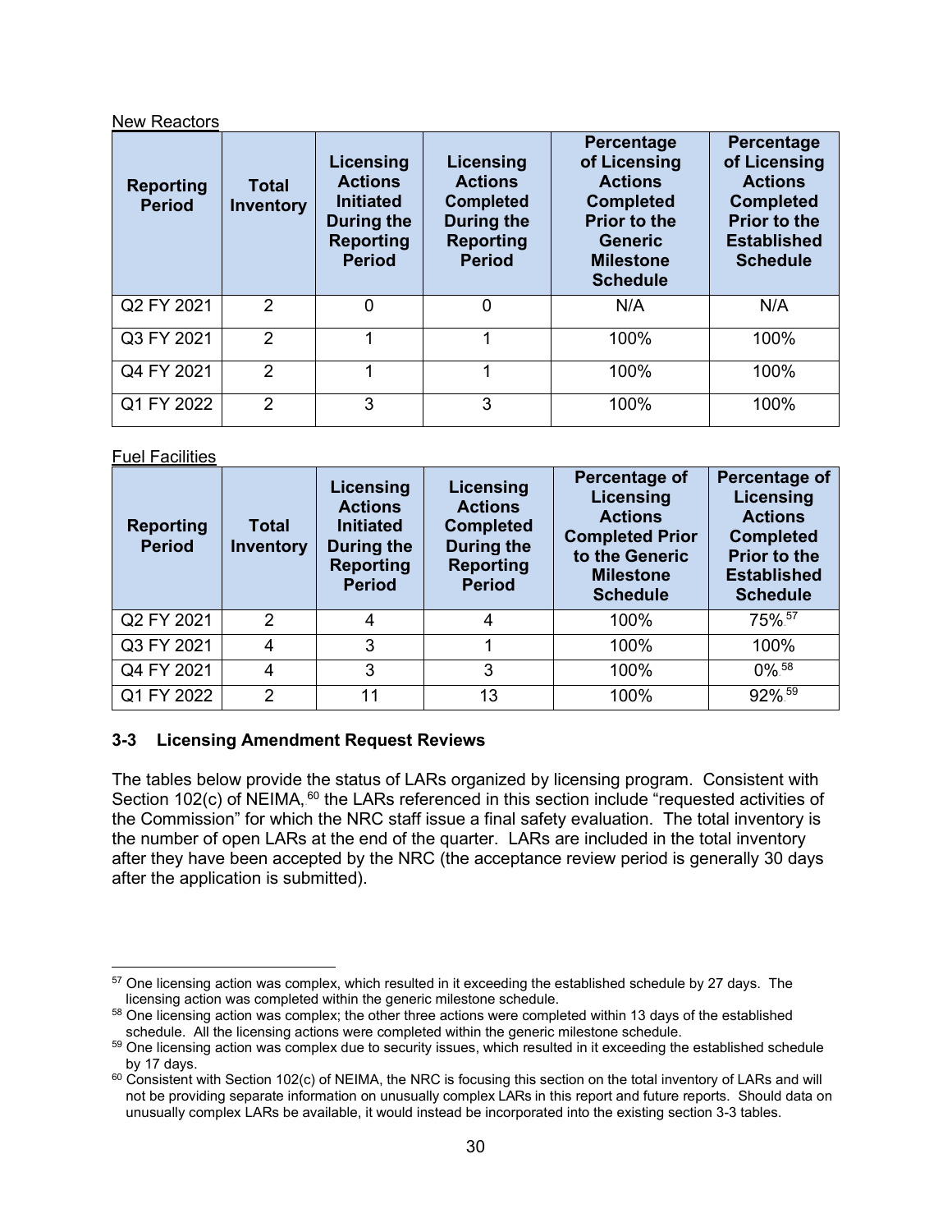New Reactors

| Reporting Period | Total Inventory | Licensing Actions Initiated During the Reporting Period | Licensing Actions Completed During the Reporting Period | Percentage of Licensing Actions Completed Prior to the Generic Milestone Schedule | Percentage of Licensing Actions Completed Prior to the Established Schedule |
|---|---|---|---|---|---|
| Q2 FY 2021 | 2 | 0 | 0 | N/A | N/A |
| Q3 FY 2021 | 2 | 1 | 1 | 100% | 100% |
| Q4 FY 2021 | 2 | 1 | 1 | 100% | 100% |
| Q1 FY 2022 | 2 | 3 | 3 | 100% | 100% |

Fuel Facilities

| Reporting Period | Total Inventory | Licensing Actions Initiated During the Reporting Period | Licensing Actions Completed During the Reporting Period | Percentage of Licensing Actions Completed Prior to the Generic Milestone Schedule | Percentage of Licensing Actions Completed Prior to the Established Schedule |
|---|---|---|---|---|---|
| Q2 FY 2021 | 2 | 4 | 4 | 100% | 75%[57] |
| Q3 FY 2021 | 4 | 3 | 1 | 100% | 100% |
| Q4 FY 2021 | 4 | 3 | 3 | 100% | 0%[58] |
| Q1 FY 2022 | 2 | 11 | 13 | 100% | 92%[59] |

### 3-3 Licensing Amendment Request Reviews

The tables below provide the status of LARs organized by licensing program. Consistent with Section 102(c) of NEIMA,[60] the LARs referenced in this section include "requested activities of the Commission" for which the NRC staff issue a final safety evaluation. The total inventory is the number of open LARs at the end of the quarter. LARs are included in the total inventory after they have been accepted by the NRC (the acceptance review period is generally 30 days after the application is submitted).

[57] One licensing action was complex, which resulted in it exceeding the established schedule by 27 days. The licensing action was completed within the generic milestone schedule.

[58] One licensing action was complex; the other three actions were completed within 13 days of the established schedule. All the licensing actions were completed within the generic milestone schedule.

[59] One licensing action was complex due to security issues, which resulted in it exceeding the established schedule by 17 days.

[60] Consistent with Section 102(c) of NEIMA, the NRC is focusing this section on the total inventory of LARs and will not be providing separate information on unusually complex LARs in this report and future reports. Should data on unusually complex LARs be available, it would instead be incorporated into the existing section 3-3 tables.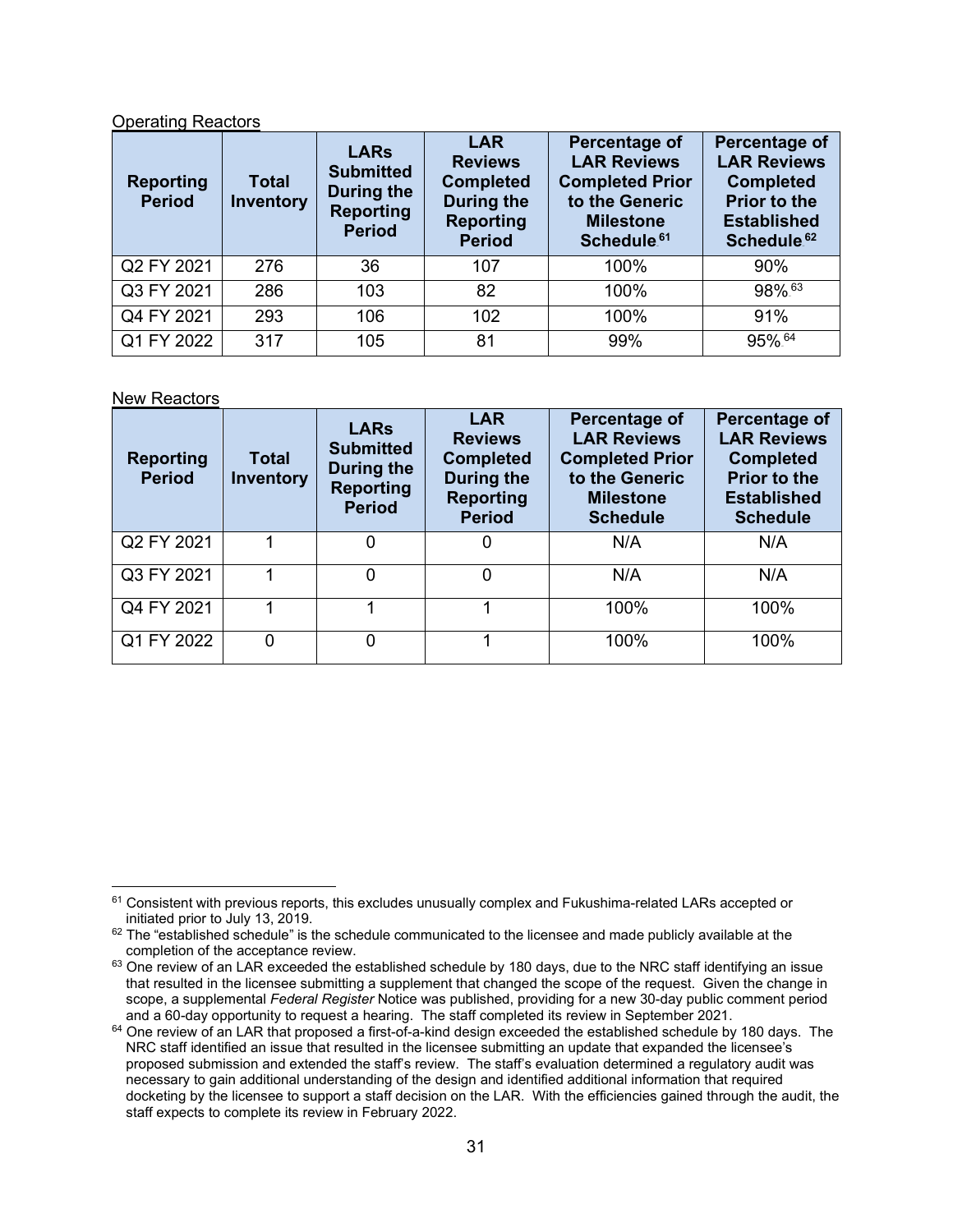Operating Reactors

| Reporting Period | Total Inventory | LARs Submitted During the Reporting Period | LAR Reviews Completed During the Reporting Period | Percentage of LAR Reviews Completed Prior to the Generic Milestone Schedule[61] | Percentage of LAR Reviews Completed Prior to the Established Schedule[62] |
|---|---|---|---|---|---|
| Q2 FY 2021 | 276 | 36 | 107 | 100% | 90% |
| Q3 FY 2021 | 286 | 103 | 82 | 100% | 98%[63] |
| Q4 FY 2021 | 293 | 106 | 102 | 100% | 91% |
| Q1 FY 2022 | 317 | 105 | 81 | 99% | 95%[64] |

New Reactors

| Reporting Period | Total Inventory | LARs Submitted During the Reporting Period | LAR Reviews Completed During the Reporting Period | Percentage of LAR Reviews Completed Prior to the Generic Milestone Schedule | Percentage of LAR Reviews Completed Prior to the Established Schedule |
|---|---|---|---|---|---|
| Q2 FY 2021 | 1 | 0 | 0 | N/A | N/A |
| Q3 FY 2021 | 1 | 0 | 0 | N/A | N/A |
| Q4 FY 2021 | 1 | 1 | 1 | 100% | 100% |
| Q1 FY 2022 | 0 | 0 | 1 | 100% | 100% |

[61] Consistent with previous reports, this excludes unusually complex and Fukushima-related LARs accepted or initiated prior to July 13, 2019.

[62] The "established schedule" is the schedule communicated to the licensee and made publicly available at the completion of the acceptance review.

[63] One review of an LAR exceeded the established schedule by 180 days, due to the NRC staff identifying an issue that resulted in the licensee submitting a supplement that changed the scope of the request. Given the change in scope, a supplemental *Federal Register* Notice was published, providing for a new 30-day public comment period and a 60-day opportunity to request a hearing. The staff completed its review in September 2021.

[64] One review of an LAR that proposed a first-of-a-kind design exceeded the established schedule by 180 days. The NRC staff identified an issue that resulted in the licensee submitting an update that expanded the licensee's proposed submission and extended the staff's review. The staff's evaluation determined a regulatory audit was necessary to gain additional understanding of the design and identified additional information that required docketing by the licensee to support a staff decision on the LAR. With the efficiencies gained through the audit, the staff expects to complete its review in February 2022.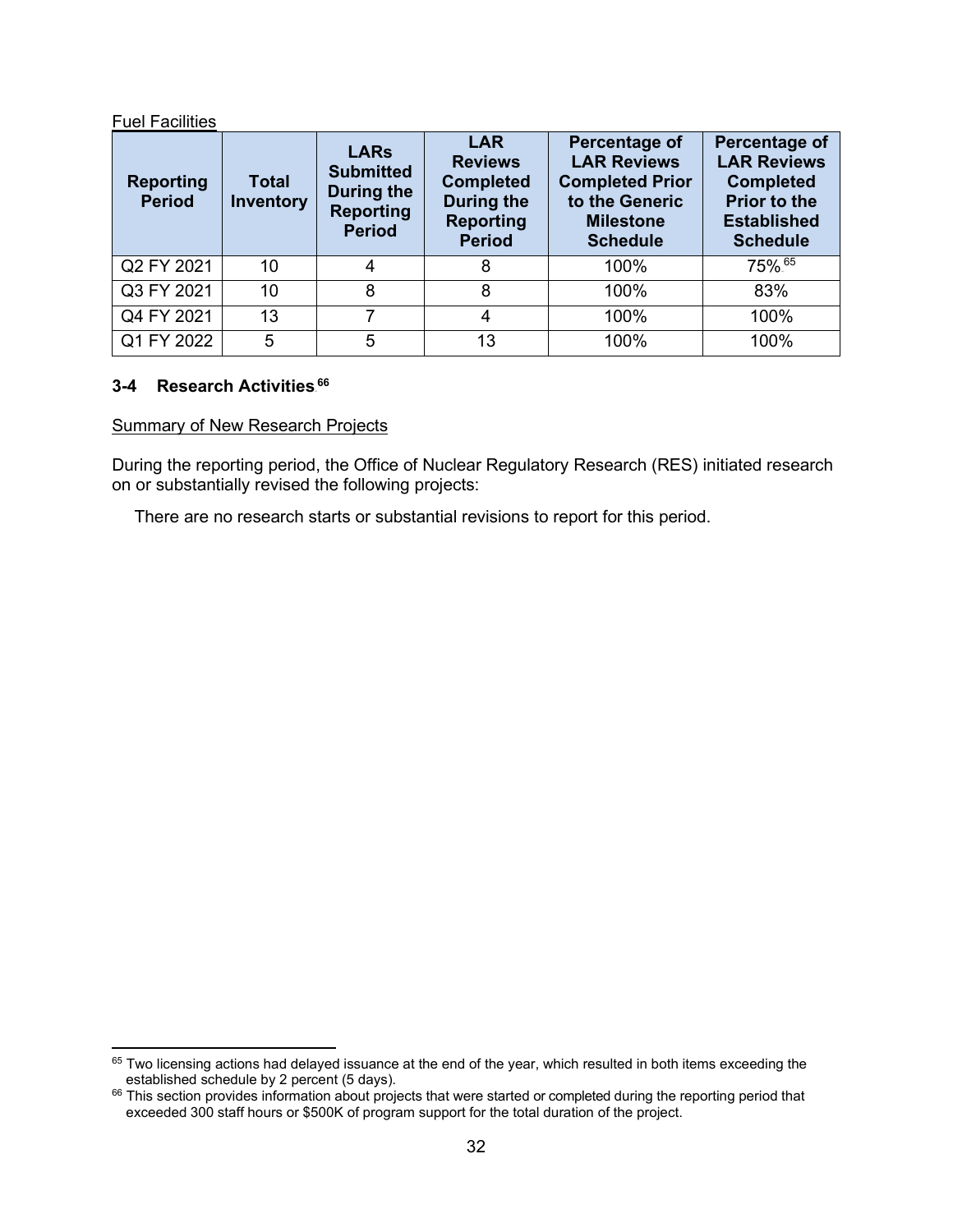Fuel Facilities

| Reporting Period | Total Inventory | LARs Submitted During the Reporting Period | LAR Reviews Completed During the Reporting Period | Percentage of LAR Reviews Completed Prior to the Generic Milestone Schedule | Percentage of LAR Reviews Completed Prior to the Established Schedule |
|---|---|---|---|---|---|
| Q2 FY 2021 | 10 | 4 | 8 | 100% | 75%[65] |
| Q3 FY 2021 | 10 | 8 | 8 | 100% | 83% |
| Q4 FY 2021 | 13 | 7 | 4 | 100% | 100% |
| Q1 FY 2022 | 5 | 5 | 13 | 100% | 100% |

### 3-4 Research Activities[66]

Summary of New Research Projects

During the reporting period, the Office of Nuclear Regulatory Research (RES) initiated research on or substantially revised the following projects:

There are no research starts or substantial revisions to report for this period.

[65] Two licensing actions had delayed issuance at the end of the year, which resulted in both items exceeding the established schedule by 2 percent (5 days).

[66] This section provides information about projects that were started or completed during the reporting period that exceeded 300 staff hours or $500K of program support for the total duration of the project.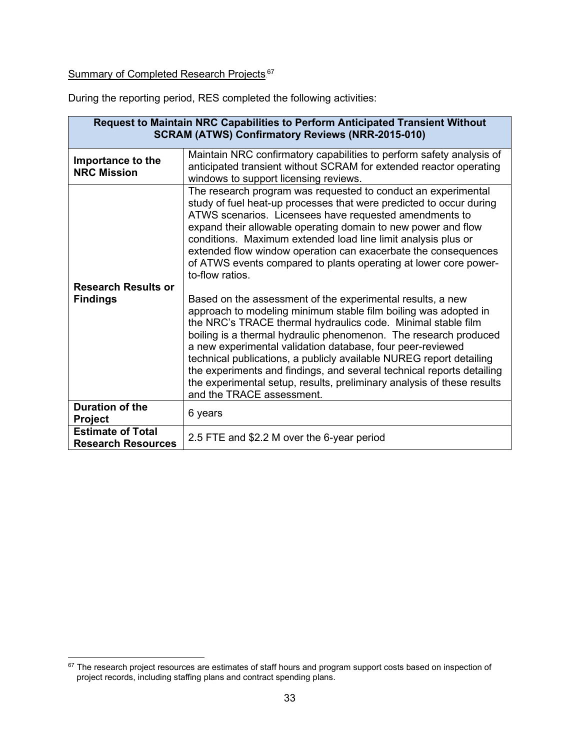Summary of Completed Research Projects[67]

During the reporting period, RES completed the following activities:

| **Request to Maintain NRC Capabilities to Perform Anticipated Transient Without SCRAM (ATWS) Confirmatory Reviews (NRR-2015-010)** | |
|---|---|
| **Importance to the NRC Mission** | Maintain NRC confirmatory capabilities to perform safety analysis of anticipated transient without SCRAM for extended reactor operating windows to support licensing reviews. |
| **Research Results or Findings** | The research program was requested to conduct an experimental study of fuel heat-up processes that were predicted to occur during ATWS scenarios. Licensees have requested amendments to expand their allowable operating domain to new power and flow conditions. Maximum extended load line limit analysis plus or extended flow window operation can exacerbate the consequences of ATWS events compared to plants operating at lower core power-to-flow ratios.<br><br>Based on the assessment of the experimental results, a new approach to modeling minimum stable film boiling was adopted in the NRC's TRACE thermal hydraulics code. Minimal stable film boiling is a thermal hydraulic phenomenon. The research produced a new experimental validation database, four peer-reviewed technical publications, a publicly available NUREG report detailing the experiments and findings, and several technical reports detailing the experimental setup, results, preliminary analysis of these results and the TRACE assessment. |
| **Duration of the Project** | 6 years |
| **Estimate of Total Research Resources** | 2.5 FTE and $2.2 M over the 6-year period |

[67] The research project resources are estimates of staff hours and program support costs based on inspection of project records, including staffing plans and contract spending plans.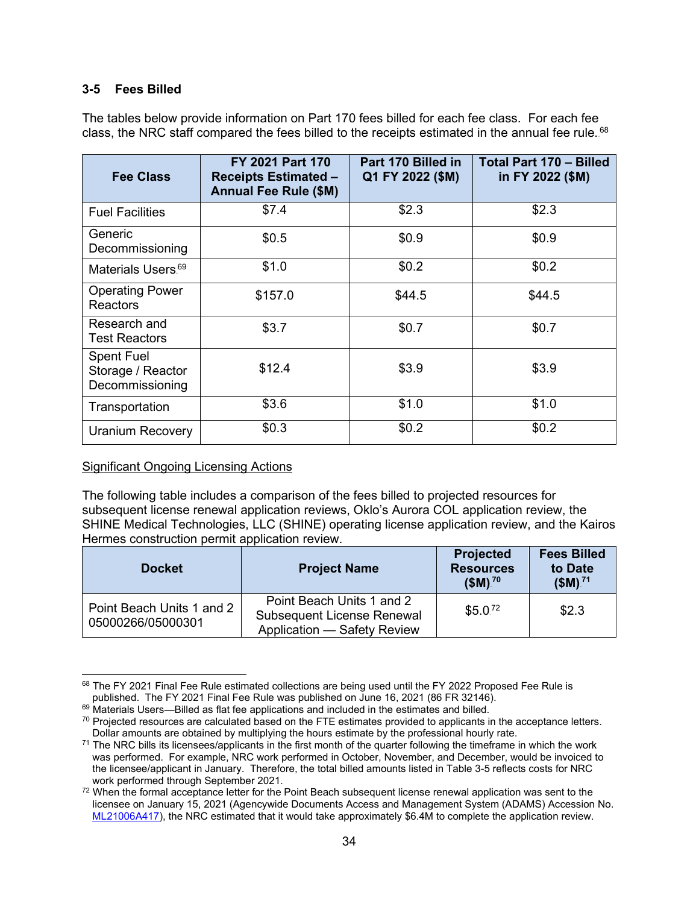### 3-5 Fees Billed

The tables below provide information on Part 170 fees billed for each fee class. For each fee class, the NRC staff compared the fees billed to the receipts estimated in the annual fee rule.[68]

| Fee Class | FY 2021 Part 170 Receipts Estimated – Annual Fee Rule ($M) | Part 170 Billed in Q1 FY 2022 ($M) | Total Part 170 – Billed in FY 2022 ($M) |
|---|---|---|---|
| Fuel Facilities | $7.4 | $2.3 | $2.3 |
| Generic Decommissioning | $0.5 | $0.9 | $0.9 |
| Materials Users[69] | $1.0 | $0.2 | $0.2 |
| Operating Power Reactors | $157.0 | $44.5 | $44.5 |
| Research and Test Reactors | $3.7 | $0.7 | $0.7 |
| Spent Fuel Storage / Reactor Decommissioning | $12.4 | $3.9 | $3.9 |
| Transportation | $3.6 | $1.0 | $1.0 |
| Uranium Recovery | $0.3 | $0.2 | $0.2 |

<u>Significant Ongoing Licensing Actions</u>

The following table includes a comparison of the fees billed to projected resources for subsequent license renewal application reviews, Oklo's Aurora COL application review, the SHINE Medical Technologies, LLC (SHINE) operating license application review, and the Kairos Hermes construction permit application review.

| Docket | Project Name | Projected Resources ($M)[70] | Fees Billed to Date ($M)[71] |
|---|---|---|---|
| Point Beach Units 1 and 2 05000266/05000301 | Point Beach Units 1 and 2 Subsequent License Renewal Application — Safety Review | $5.0[72] | $2.3 |

[68] The FY 2021 Final Fee Rule estimated collections are being used until the FY 2022 Proposed Fee Rule is published. The FY 2021 Final Fee Rule was published on June 16, 2021 (86 FR 32146).

[69] Materials Users—Billed as flat fee applications and included in the estimates and billed.

[70] Projected resources are calculated based on the FTE estimates provided to applicants in the acceptance letters. Dollar amounts are obtained by multiplying the hours estimate by the professional hourly rate.

[71] The NRC bills its licensees/applicants in the first month of the quarter following the timeframe in which the work was performed. For example, NRC work performed in October, November, and December, would be invoiced to the licensee/applicant in January. Therefore, the total billed amounts listed in Table 3-5 reflects costs for NRC work performed through September 2021.

[72] When the formal acceptance letter for the Point Beach subsequent license renewal application was sent to the licensee on January 15, 2021 (Agencywide Documents Access and Management System (ADAMS) Accession No. ML21006A417), the NRC estimated that it would take approximately $6.4M to complete the application review.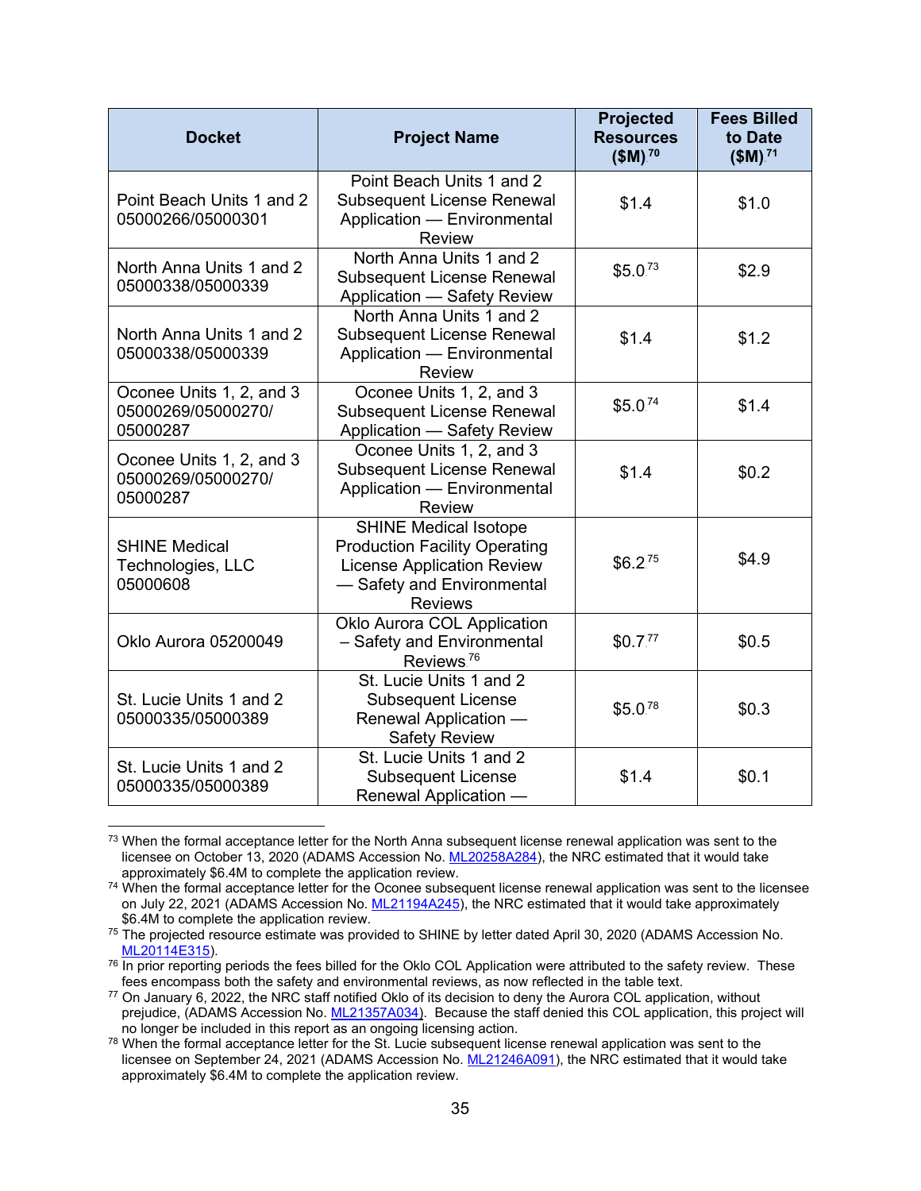| Docket | Project Name | Projected Resources ($M)[70] | Fees Billed to Date ($M)[71] |
|---|---|---|---|
| Point Beach Units 1 and 2 05000266/05000301 | Point Beach Units 1 and 2 Subsequent License Renewal Application — Environmental Review | $1.4 | $1.0 |
| North Anna Units 1 and 2 05000338/05000339 | North Anna Units 1 and 2 Subsequent License Renewal Application — Safety Review | $5.0[73] | $2.9 |
| North Anna Units 1 and 2 05000338/05000339 | North Anna Units 1 and 2 Subsequent License Renewal Application — Environmental Review | $1.4 | $1.2 |
| Oconee Units 1, 2, and 3 05000269/05000270/ 05000287 | Oconee Units 1, 2, and 3 Subsequent License Renewal Application — Safety Review | $5.0[74] | $1.4 |
| Oconee Units 1, 2, and 3 05000269/05000270/ 05000287 | Oconee Units 1, 2, and 3 Subsequent License Renewal Application — Environmental Review | $1.4 | $0.2 |
| SHINE Medical Technologies, LLC 05000608 | SHINE Medical Isotope Production Facility Operating License Application Review — Safety and Environmental Reviews | $6.2[75] | $4.9 |
| Oklo Aurora 05200049 | Oklo Aurora COL Application – Safety and Environmental Reviews[76] | $0.7[77] | $0.5 |
| St. Lucie Units 1 and 2 05000335/05000389 | St. Lucie Units 1 and 2 Subsequent License Renewal Application — Safety Review | $5.0[78] | $0.3 |
| St. Lucie Units 1 and 2 05000335/05000389 | St. Lucie Units 1 and 2 Subsequent License Renewal Application — | $1.4 | $0.1 |

[73] When the formal acceptance letter for the North Anna subsequent license renewal application was sent to the licensee on October 13, 2020 (ADAMS Accession No. ML20258A284), the NRC estimated that it would take approximately $6.4M to complete the application review.

[74] When the formal acceptance letter for the Oconee subsequent license renewal application was sent to the licensee on July 22, 2021 (ADAMS Accession No. ML21194A245), the NRC estimated that it would take approximately $6.4M to complete the application review.

[75] The projected resource estimate was provided to SHINE by letter dated April 30, 2020 (ADAMS Accession No. ML20114E315).

[76] In prior reporting periods the fees billed for the Oklo COL Application were attributed to the safety review. These fees encompass both the safety and environmental reviews, as now reflected in the table text.

[77] On January 6, 2022, the NRC staff notified Oklo of its decision to deny the Aurora COL application, without prejudice, (ADAMS Accession No. ML21357A034). Because the staff denied this COL application, this project will no longer be included in this report as an ongoing licensing action.

[78] When the formal acceptance letter for the St. Lucie subsequent license renewal application was sent to the licensee on September 24, 2021 (ADAMS Accession No. ML21246A091), the NRC estimated that it would take approximately $6.4M to complete the application review.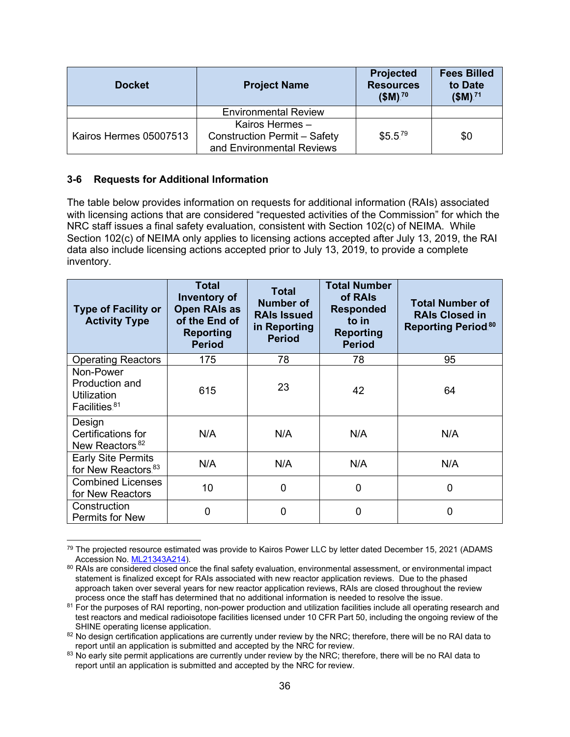| Docket | Project Name | Projected Resources ($M)[70] | Fees Billed to Date ($M)[71] |
|---|---|---|---|
| | Environmental Review | | |
| Kairos Hermes 05007513 | Kairos Hermes – Construction Permit – Safety and Environmental Reviews | $5.5[79] | $0 |

### 3-6 Requests for Additional Information

The table below provides information on requests for additional information (RAIs) associated with licensing actions that are considered "requested activities of the Commission" for which the NRC staff issues a final safety evaluation, consistent with Section 102(c) of NEIMA. While Section 102(c) of NEIMA only applies to licensing actions accepted after July 13, 2019, the RAI data also include licensing actions accepted prior to July 13, 2019, to provide a complete inventory.

| Type of Facility or Activity Type | Total Inventory of Open RAIs as of the End of Reporting Period | Total Number of RAIs Issued in Reporting Period | Total Number of RAIs Responded to in Reporting Period | Total Number of RAIs Closed in Reporting Period[80] |
|---|---|---|---|---|
| Operating Reactors | 175 | 78 | 78 | 95 |
| Non-Power Production and Utilization Facilities[81] | 615 | 23 | 42 | 64 |
| Design Certifications for New Reactors[82] | N/A | N/A | N/A | N/A |
| Early Site Permits for New Reactors[83] | N/A | N/A | N/A | N/A |
| Combined Licenses for New Reactors | 10 | 0 | 0 | 0 |
| Construction Permits for New | 0 | 0 | 0 | 0 |

---

[79] The projected resource estimated was provide to Kairos Power LLC by letter dated December 15, 2021 (ADAMS Accession No. ML21343A214).

[80] RAIs are considered closed once the final safety evaluation, environmental assessment, or environmental impact statement is finalized except for RAIs associated with new reactor application reviews. Due to the phased approach taken over several years for new reactor application reviews, RAIs are closed throughout the review process once the staff has determined that no additional information is needed to resolve the issue.

[81] For the purposes of RAI reporting, non-power production and utilization facilities include all operating research and test reactors and medical radioisotope facilities licensed under 10 CFR Part 50, including the ongoing review of the SHINE operating license application.

[82] No design certification applications are currently under review by the NRC; therefore, there will be no RAI data to report until an application is submitted and accepted by the NRC for review.

[83] No early site permit applications are currently under review by the NRC; therefore, there will be no RAI data to report until an application is submitted and accepted by the NRC for review.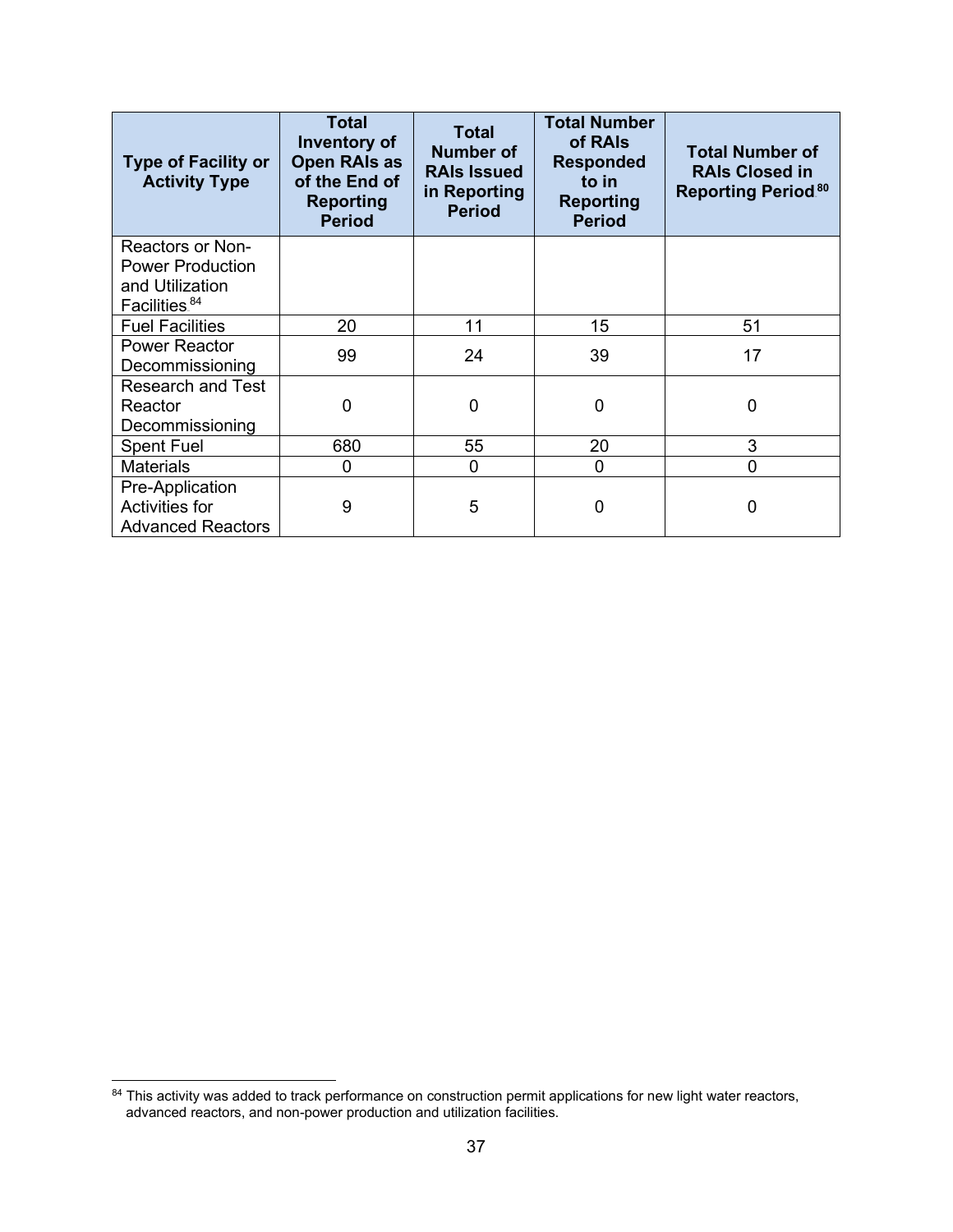| Type of Facility or Activity Type | Total Inventory of Open RAIs as of the End of Reporting Period | Total Number of RAIs Issued in Reporting Period | Total Number of RAIs Responded to in Reporting Period | Total Number of RAIs Closed in Reporting Period[80] |
|---|---|---|---|---|
| Reactors or Non-Power Production and Utilization Facilities[84] | | | | |
| Fuel Facilities | 20 | 11 | 15 | 51 |
| Power Reactor Decommissioning | 99 | 24 | 39 | 17 |
| Research and Test Reactor Decommissioning | 0 | 0 | 0 | 0 |
| Spent Fuel | 680 | 55 | 20 | 3 |
| Materials | 0 | 0 | 0 | 0 |
| Pre-Application Activities for Advanced Reactors | 9 | 5 | 0 | 0 |

[84] This activity was added to track performance on construction permit applications for new light water reactors, advanced reactors, and non-power production and utilization facilities.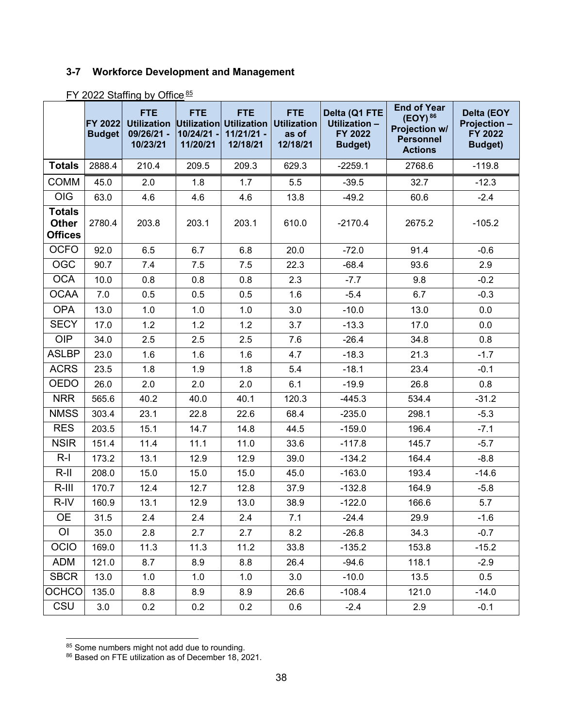### 3-7 Workforce Development and Management

FY 2022 Staffing by Office[85]

| | FY 2022 Budget | FTE Utilization 09/26/21 - 10/23/21 | FTE Utilization 10/24/21 - 11/20/21 | FTE Utilization 11/21/21 - 12/18/21 | FTE Utilization as of 12/18/21 | Delta (Q1 FTE Utilization – FY 2022 Budget) | End of Year (EOY)[86] Projection w/ Personnel Actions | Delta (EOY Projection – FY 2022 Budget) |
|---|---|---|---|---|---|---|---|---|
| **Totals** | 2888.4 | 210.4 | 209.5 | 209.3 | 629.3 | -2259.1 | 2768.6 | -119.8 |
| COMM | 45.0 | 2.0 | 1.8 | 1.7 | 5.5 | -39.5 | 32.7 | -12.3 |
| OIG | 63.0 | 4.6 | 4.6 | 4.6 | 13.8 | -49.2 | 60.6 | -2.4 |
| **Totals Other Offices** | 2780.4 | 203.8 | 203.1 | 203.1 | 610.0 | -2170.4 | 2675.2 | -105.2 |
| OCFO | 92.0 | 6.5 | 6.7 | 6.8 | 20.0 | -72.0 | 91.4 | -0.6 |
| OGC | 90.7 | 7.4 | 7.5 | 7.5 | 22.3 | -68.4 | 93.6 | 2.9 |
| OCA | 10.0 | 0.8 | 0.8 | 0.8 | 2.3 | -7.7 | 9.8 | -0.2 |
| OCAA | 7.0 | 0.5 | 0.5 | 0.5 | 1.6 | -5.4 | 6.7 | -0.3 |
| OPA | 13.0 | 1.0 | 1.0 | 1.0 | 3.0 | -10.0 | 13.0 | 0.0 |
| SECY | 17.0 | 1.2 | 1.2 | 1.2 | 3.7 | -13.3 | 17.0 | 0.0 |
| OIP | 34.0 | 2.5 | 2.5 | 2.5 | 7.6 | -26.4 | 34.8 | 0.8 |
| ASLBP | 23.0 | 1.6 | 1.6 | 1.6 | 4.7 | -18.3 | 21.3 | -1.7 |
| ACRS | 23.5 | 1.8 | 1.9 | 1.8 | 5.4 | -18.1 | 23.4 | -0.1 |
| OEDO | 26.0 | 2.0 | 2.0 | 2.0 | 6.1 | -19.9 | 26.8 | 0.8 |
| NRR | 565.6 | 40.2 | 40.0 | 40.1 | 120.3 | -445.3 | 534.4 | -31.2 |
| NMSS | 303.4 | 23.1 | 22.8 | 22.6 | 68.4 | -235.0 | 298.1 | -5.3 |
| RES | 203.5 | 15.1 | 14.7 | 14.8 | 44.5 | -159.0 | 196.4 | -7.1 |
| NSIR | 151.4 | 11.4 | 11.1 | 11.0 | 33.6 | -117.8 | 145.7 | -5.7 |
| R-I | 173.2 | 13.1 | 12.9 | 12.9 | 39.0 | -134.2 | 164.4 | -8.8 |
| R-II | 208.0 | 15.0 | 15.0 | 15.0 | 45.0 | -163.0 | 193.4 | -14.6 |
| R-III | 170.7 | 12.4 | 12.7 | 12.8 | 37.9 | -132.8 | 164.9 | -5.8 |
| R-IV | 160.9 | 13.1 | 12.9 | 13.0 | 38.9 | -122.0 | 166.6 | 5.7 |
| OE | 31.5 | 2.4 | 2.4 | 2.4 | 7.1 | -24.4 | 29.9 | -1.6 |
| OI | 35.0 | 2.8 | 2.7 | 2.7 | 8.2 | -26.8 | 34.3 | -0.7 |
| OCIO | 169.0 | 11.3 | 11.3 | 11.2 | 33.8 | -135.2 | 153.8 | -15.2 |
| ADM | 121.0 | 8.7 | 8.9 | 8.8 | 26.4 | -94.6 | 118.1 | -2.9 |
| SBCR | 13.0 | 1.0 | 1.0 | 1.0 | 3.0 | -10.0 | 13.5 | 0.5 |
| OCHCO | 135.0 | 8.8 | 8.9 | 8.9 | 26.6 | -108.4 | 121.0 | -14.0 |
| CSU | 3.0 | 0.2 | 0.2 | 0.2 | 0.6 | -2.4 | 2.9 | -0.1 |

[85] Some numbers might not add due to rounding.

[86] Based on FTE utilization as of December 18, 2021.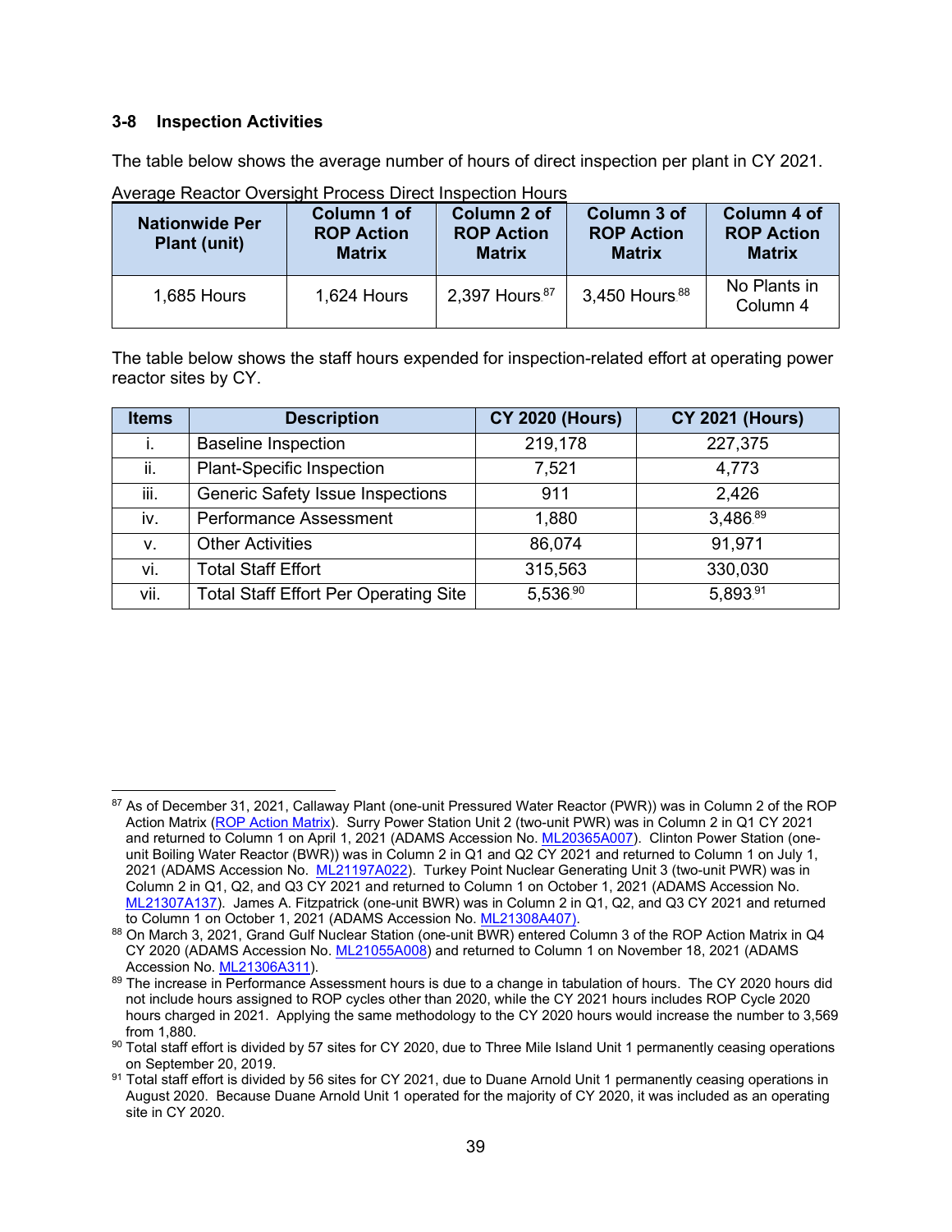### 3-8 Inspection Activities

The table below shows the average number of hours of direct inspection per plant in CY 2021.

Average Reactor Oversight Process Direct Inspection Hours

| Nationwide Per Plant (unit) | Column 1 of ROP Action Matrix | Column 2 of ROP Action Matrix | Column 3 of ROP Action Matrix | Column 4 of ROP Action Matrix |
|---|---|---|---|---|
| 1,685 Hours | 1,624 Hours | 2,397 Hours[87] | 3,450 Hours[88] | No Plants in Column 4 |

The table below shows the staff hours expended for inspection-related effort at operating power reactor sites by CY.

| Items | Description | CY 2020 (Hours) | CY 2021 (Hours) |
|---|---|---|---|
| i. | Baseline Inspection | 219,178 | 227,375 |
| ii. | Plant-Specific Inspection | 7,521 | 4,773 |
| iii. | Generic Safety Issue Inspections | 911 | 2,426 |
| iv. | Performance Assessment | 1,880 | 3,486[89] |
| v. | Other Activities | 86,074 | 91,971 |
| vi. | Total Staff Effort | 315,563 | 330,030 |
| vii. | Total Staff Effort Per Operating Site | 5,536[90] | 5,893[91] |

---

[87] As of December 31, 2021, Callaway Plant (one-unit Pressured Water Reactor (PWR)) was in Column 2 of the ROP Action Matrix (ROP Action Matrix). Surry Power Station Unit 2 (two-unit PWR) was in Column 2 in Q1 CY 2021 and returned to Column 1 on April 1, 2021 (ADAMS Accession No. ML20365A007). Clinton Power Station (one-unit Boiling Water Reactor (BWR)) was in Column 2 in Q1 and Q2 CY 2021 and returned to Column 1 on July 1, 2021 (ADAMS Accession No. ML21197A022). Turkey Point Nuclear Generating Unit 3 (two-unit PWR) was in Column 2 in Q1, Q2, and Q3 CY 2021 and returned to Column 1 on October 1, 2021 (ADAMS Accession No. ML21307A137). James A. Fitzpatrick (one-unit BWR) was in Column 2 in Q1, Q2, and Q3 CY 2021 and returned to Column 1 on October 1, 2021 (ADAMS Accession No. ML21308A407).

[88] On March 3, 2021, Grand Gulf Nuclear Station (one-unit BWR) entered Column 3 of the ROP Action Matrix in Q4 CY 2020 (ADAMS Accession No. ML21055A008) and returned to Column 1 on November 18, 2021 (ADAMS Accession No. ML21306A311).

[89] The increase in Performance Assessment hours is due to a change in tabulation of hours. The CY 2020 hours did not include hours assigned to ROP cycles other than 2020, while the CY 2021 hours includes ROP Cycle 2020 hours charged in 2021. Applying the same methodology to the CY 2020 hours would increase the number to 3,569 from 1,880.

[90] Total staff effort is divided by 57 sites for CY 2020, due to Three Mile Island Unit 1 permanently ceasing operations on September 20, 2019.

[91] Total staff effort is divided by 56 sites for CY 2021, due to Duane Arnold Unit 1 permanently ceasing operations in August 2020. Because Duane Arnold Unit 1 operated for the majority of CY 2020, it was included as an operating site in CY 2020.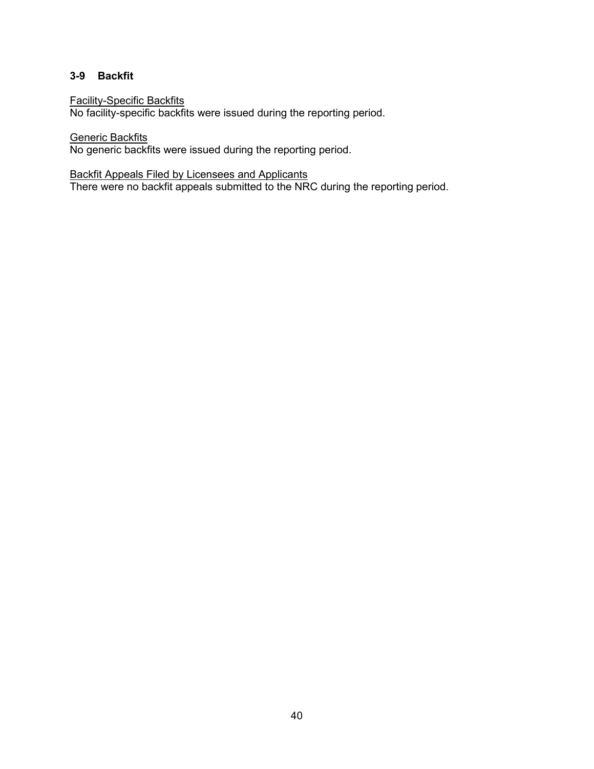### 3-9 Backfit

<u>Facility-Specific Backfits</u>
No facility-specific backfits were issued during the reporting period.

<u>Generic Backfits</u>
No generic backfits were issued during the reporting period.

<u>Backfit Appeals Filed by Licensees and Applicants</u>
There were no backfit appeals submitted to the NRC during the reporting period.